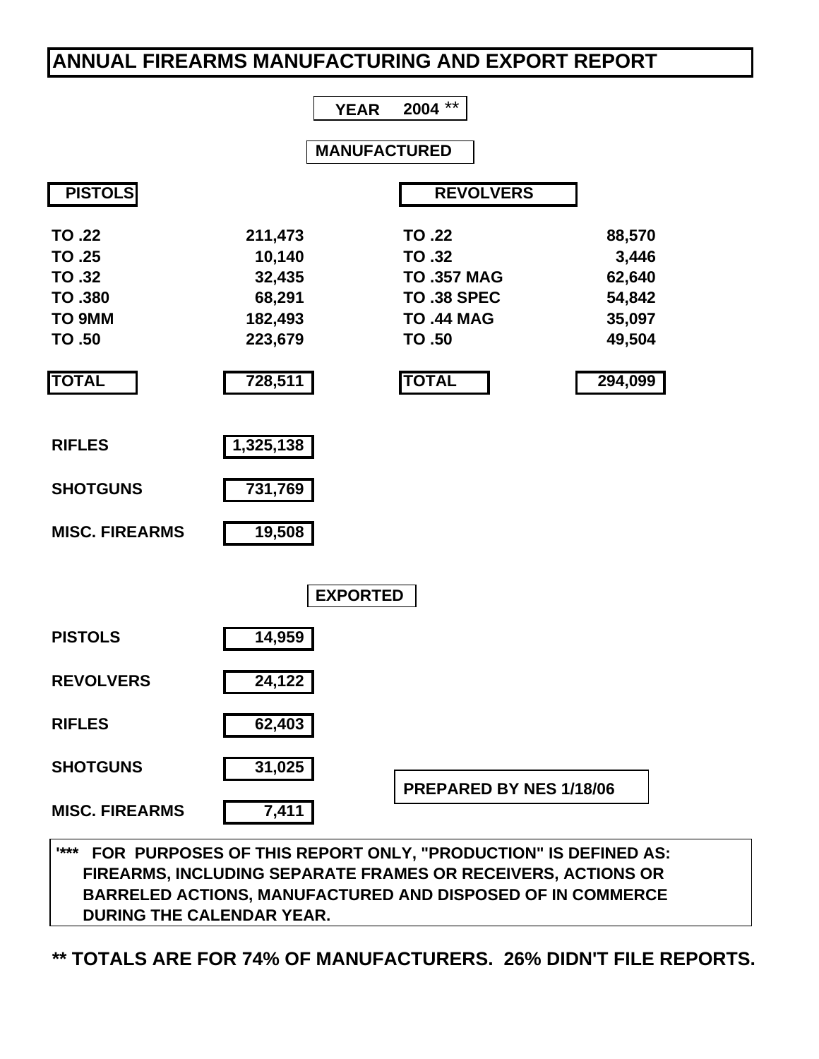# ANNUAL FIREARMS MANUFACTURING AND EXPORT REPORT

**YEAR 2004 ****

## MANUFACTURED

| PISTOLS | | REVOLVERS | |
|---|---|---|---|
| TO .22 | 211,473 | TO .22 | 88,570 |
| TO .25 | 10,140 | TO .32 | 3,446 |
| TO .32 | 32,435 | TO .357 MAG | 62,640 |
| TO .380 | 68,291 | TO .38 SPEC | 54,842 |
| TO 9MM | 182,493 | TO .44 MAG | 35,097 |
| TO .50 | 223,679 | TO .50 | 49,504 |
| **TOTAL** | **728,511** | **TOTAL** | **294,099** |

| | |
|---|---|
| RIFLES | 1,325,138 |
| SHOTGUNS | 731,769 |
| MISC. FIREARMS | 19,508 |

## EXPORTED

| | |
|---|---|
| PISTOLS | 14,959 |
| REVOLVERS | 24,122 |
| RIFLES | 62,403 |
| SHOTGUNS | 31,025 |
| MISC. FIREARMS | 7,411 |

**PREPARED BY NES 1/18/06**

**'*** FOR PURPOSES OF THIS REPORT ONLY, "PRODUCTION" IS DEFINED AS: FIREARMS, INCLUDING SEPARATE FRAMES OR RECEIVERS, ACTIONS OR BARRELED ACTIONS, MANUFACTURED AND DISPOSED OF IN COMMERCE DURING THE CALENDAR YEAR.**

**** TOTALS ARE FOR 74% OF MANUFACTURERS. 26% DIDN'T FILE REPORTS.**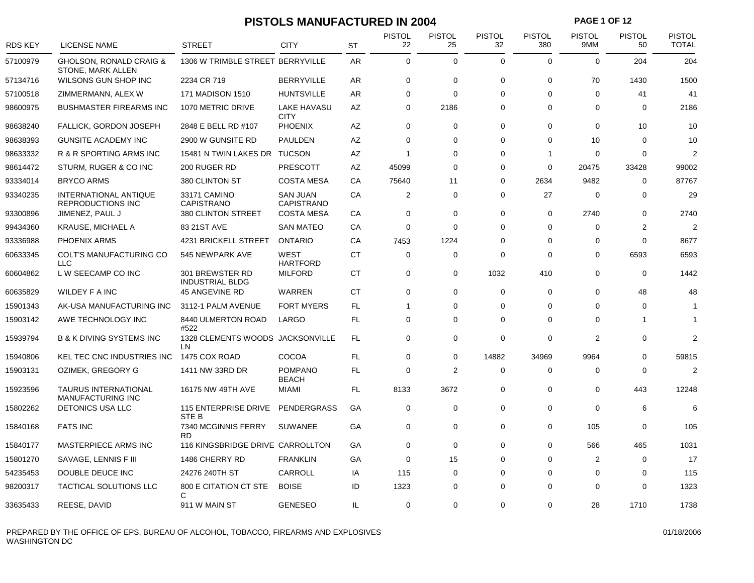# PISTOLS MANUFACTURED IN 2004

| RDS KEY | LICENSE NAME | STREET | CITY | ST | PISTOL 22 | PISTOL 25 | PISTOL 32 | PISTOL 380 | PISTOL 9MM | PISTOL 50 | PISTOL TOTAL |
|---|---|---|---|---|---|---|---|---|---|---|---|
| 57100979 | GHOLSON, RONALD CRAIG & STONE, MARK ALLEN | 1306 W TRIMBLE STREET | BERRYVILLE | AR | 0 | 0 | 0 | 0 | 0 | 204 | 204 |
| 57134716 | WILSONS GUN SHOP INC | 2234 CR 719 | BERRYVILLE | AR | 0 | 0 | 0 | 0 | 70 | 1430 | 1500 |
| 57100518 | ZIMMERMANN, ALEX W | 171 MADISON 1510 | HUNTSVILLE | AR | 0 | 0 | 0 | 0 | 0 | 41 | 41 |
| 98600975 | BUSHMASTER FIREARMS INC | 1070 METRIC DRIVE | LAKE HAVASU CITY | AZ | 0 | 2186 | 0 | 0 | 0 | 0 | 2186 |
| 98638240 | FALLICK, GORDON JOSEPH | 2848 E BELL RD #107 | PHOENIX | AZ | 0 | 0 | 0 | 0 | 0 | 10 | 10 |
| 98638393 | GUNSITE ACADEMY INC | 2900 W GUNSITE RD | PAULDEN | AZ | 0 | 0 | 0 | 0 | 10 | 0 | 10 |
| 98633332 | R & R SPORTING ARMS INC | 15481 N TWIN LAKES DR | TUCSON | AZ | 1 | 0 | 0 | 1 | 0 | 0 | 2 |
| 98614472 | STURM, RUGER & CO INC | 200 RUGER RD | PRESCOTT | AZ | 45099 | 0 | 0 | 0 | 20475 | 33428 | 99002 |
| 93334014 | BRYCO ARMS | 380 CLINTON ST | COSTA MESA | CA | 75640 | 11 | 0 | 2634 | 9482 | 0 | 87767 |
| 93340235 | INTERNATIONAL ANTIQUE REPRODUCTIONS INC | 33171 CAMINO CAPISTRANO | SAN JUAN CAPISTRANO | CA | 2 | 0 | 0 | 27 | 0 | 0 | 29 |
| 93300896 | JIMENEZ, PAUL J | 380 CLINTON STREET | COSTA MESA | CA | 0 | 0 | 0 | 0 | 2740 | 0 | 2740 |
| 99434360 | KRAUSE, MICHAEL A | 83 21ST AVE | SAN MATEO | CA | 0 | 0 | 0 | 0 | 0 | 2 | 2 |
| 93336988 | PHOENIX ARMS | 4231 BRICKELL STREET | ONTARIO | CA | 7453 | 1224 | 0 | 0 | 0 | 0 | 8677 |
| 60633345 | COLT'S MANUFACTURING CO LLC | 545 NEWPARK AVE | WEST HARTFORD | CT | 0 | 0 | 0 | 0 | 0 | 6593 | 6593 |
| 60604862 | L W SEECAMP CO INC | 301 BREWSTER RD INDUSTRIAL BLDG | MILFORD | CT | 0 | 0 | 1032 | 410 | 0 | 0 | 1442 |
| 60635829 | WILDEY F A INC | 45 ANGEVINE RD | WARREN | CT | 0 | 0 | 0 | 0 | 0 | 48 | 48 |
| 15901343 | AK-USA MANUFACTURING INC | 3112-1 PALM AVENUE | FORT MYERS | FL | 1 | 0 | 0 | 0 | 0 | 0 | 1 |
| 15903142 | AWE TECHNOLOGY INC | 8440 ULMERTON ROAD #522 | LARGO | FL | 0 | 0 | 0 | 0 | 0 | 1 | 1 |
| 15939794 | B & K DIVING SYSTEMS INC | 1328 CLEMENTS WOODS LN | JACKSONVILLE | FL | 0 | 0 | 0 | 0 | 2 | 0 | 2 |
| 15940806 | KEL TEC CNC INDUSTRIES INC | 1475 COX ROAD | COCOA | FL | 0 | 0 | 14882 | 34969 | 9964 | 0 | 59815 |
| 15903131 | OZIMEK, GREGORY G | 1411 NW 33RD DR | POMPANO BEACH | FL | 0 | 2 | 0 | 0 | 0 | 0 | 2 |
| 15923596 | TAURUS INTERNATIONAL MANUFACTURING INC | 16175 NW 49TH AVE | MIAMI | FL | 8133 | 3672 | 0 | 0 | 0 | 443 | 12248 |
| 15802262 | DETONICS USA LLC | 115 ENTERPRISE DRIVE STE B | PENDERGRASS | GA | 0 | 0 | 0 | 0 | 0 | 6 | 6 |
| 15840168 | FATS INC | 7340 MCGINNIS FERRY RD | SUWANEE | GA | 0 | 0 | 0 | 0 | 105 | 0 | 105 |
| 15840177 | MASTERPIECE ARMS INC | 116 KINGSBRIDGE DRIVE | CARROLLTON | GA | 0 | 0 | 0 | 0 | 566 | 465 | 1031 |
| 15801270 | SAVAGE, LENNIS F III | 1486 CHERRY RD | FRANKLIN | GA | 0 | 15 | 0 | 0 | 2 | 0 | 17 |
| 54235453 | DOUBLE DEUCE INC | 24276 240TH ST | CARROLL | IA | 115 | 0 | 0 | 0 | 0 | 0 | 115 |
| 98200317 | TACTICAL SOLUTIONS LLC | 800 E CITATION CT STE C | BOISE | ID | 1323 | 0 | 0 | 0 | 0 | 0 | 1323 |
| 33635433 | REESE, DAVID | 911 W MAIN ST | GENESEO | IL | 0 | 0 | 0 | 0 | 28 | 1710 | 1738 |

PREPARED BY THE OFFICE OF EPS, BUREAU OF ALCOHOL, TOBACCO, FIREARMS AND EXPLOSIVES
WASHINGTON DC

01/18/2006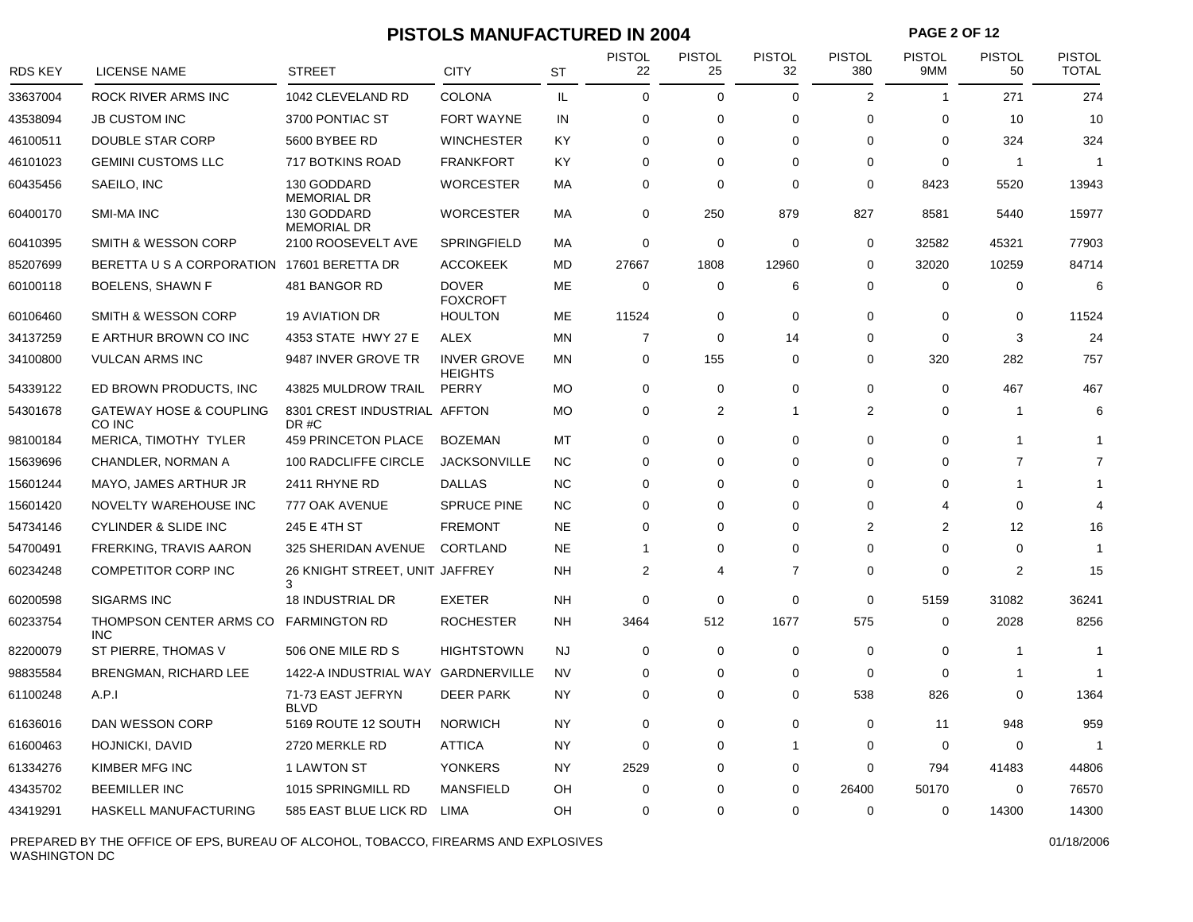# PISTOLS MANUFACTURED IN 2004

| RDS KEY | LICENSE NAME | STREET | CITY | ST | PISTOL 22 | PISTOL 25 | PISTOL 32 | PISTOL 380 | PISTOL 9MM | PISTOL 50 | PISTOL TOTAL |
|---|---|---|---|---|---|---|---|---|---|---|---|
| 33637004 | ROCK RIVER ARMS INC | 1042 CLEVELAND RD | COLONA | IL | 0 | 0 | 0 | 2 | 1 | 271 | 274 |
| 43538094 | JB CUSTOM INC | 3700 PONTIAC ST | FORT WAYNE | IN | 0 | 0 | 0 | 0 | 0 | 10 | 10 |
| 46100511 | DOUBLE STAR CORP | 5600 BYBEE RD | WINCHESTER | KY | 0 | 0 | 0 | 0 | 0 | 324 | 324 |
| 46101023 | GEMINI CUSTOMS LLC | 717 BOTKINS ROAD | FRANKFORT | KY | 0 | 0 | 0 | 0 | 0 | 1 | 1 |
| 60435456 | SAEILO, INC | 130 GODDARD MEMORIAL DR | WORCESTER | MA | 0 | 0 | 0 | 0 | 8423 | 5520 | 13943 |
| 60400170 | SMI-MA INC | 130 GODDARD MEMORIAL DR | WORCESTER | MA | 0 | 250 | 879 | 827 | 8581 | 5440 | 15977 |
| 60410395 | SMITH & WESSON CORP | 2100 ROOSEVELT AVE | SPRINGFIELD | MA | 0 | 0 | 0 | 0 | 32582 | 45321 | 77903 |
| 85207699 | BERETTA U S A CORPORATION | 17601 BERETTA DR | ACCOKEEK | MD | 27667 | 1808 | 12960 | 0 | 32020 | 10259 | 84714 |
| 60100118 | BOELENS, SHAWN F | 481 BANGOR RD | DOVER FOXCROFT | ME | 0 | 0 | 6 | 0 | 0 | 0 | 6 |
| 60106460 | SMITH & WESSON CORP | 19 AVIATION DR | HOULTON | ME | 11524 | 0 | 0 | 0 | 0 | 0 | 11524 |
| 34137259 | E ARTHUR BROWN CO INC | 4353 STATE HWY 27 E | ALEX | MN | 7 | 0 | 14 | 0 | 0 | 3 | 24 |
| 34100800 | VULCAN ARMS INC | 9487 INVER GROVE TR | INVER GROVE HEIGHTS | MN | 0 | 155 | 0 | 0 | 320 | 282 | 757 |
| 54339122 | ED BROWN PRODUCTS, INC | 43825 MULDROW TRAIL | PERRY | MO | 0 | 0 | 0 | 0 | 0 | 467 | 467 |
| 54301678 | GATEWAY HOSE & COUPLING CO INC | 8301 CREST INDUSTRIAL DR #C | AFFTON | MO | 0 | 2 | 1 | 2 | 0 | 1 | 6 |
| 98100184 | MERICA, TIMOTHY TYLER | 459 PRINCETON PLACE | BOZEMAN | MT | 0 | 0 | 0 | 0 | 0 | 1 | 1 |
| 15639696 | CHANDLER, NORMAN A | 100 RADCLIFFE CIRCLE | JACKSONVILLE | NC | 0 | 0 | 0 | 0 | 0 | 7 | 7 |
| 15601244 | MAYO, JAMES ARTHUR JR | 2411 RHYNE RD | DALLAS | NC | 0 | 0 | 0 | 0 | 0 | 1 | 1 |
| 15601420 | NOVELTY WAREHOUSE INC | 777 OAK AVENUE | SPRUCE PINE | NC | 0 | 0 | 0 | 0 | 4 | 0 | 4 |
| 54734146 | CYLINDER & SLIDE INC | 245 E 4TH ST | FREMONT | NE | 0 | 0 | 0 | 2 | 2 | 12 | 16 |
| 54700491 | FRERKING, TRAVIS AARON | 325 SHERIDAN AVENUE | CORTLAND | NE | 1 | 0 | 0 | 0 | 0 | 0 | 1 |
| 60234248 | COMPETITOR CORP INC | 26 KNIGHT STREET, UNIT 3 | JAFFREY | NH | 2 | 4 | 7 | 0 | 0 | 2 | 15 |
| 60200598 | SIGARMS INC | 18 INDUSTRIAL DR | EXETER | NH | 0 | 0 | 0 | 0 | 5159 | 31082 | 36241 |
| 60233754 | THOMPSON CENTER ARMS CO INC | FARMINGTON RD | ROCHESTER | NH | 3464 | 512 | 1677 | 575 | 0 | 2028 | 8256 |
| 82200079 | ST PIERRE, THOMAS V | 506 ONE MILE RD S | HIGHTSTOWN | NJ | 0 | 0 | 0 | 0 | 0 | 1 | 1 |
| 98835584 | BRENGMAN, RICHARD LEE | 1422-A INDUSTRIAL WAY | GARDNERVILLE | NV | 0 | 0 | 0 | 0 | 0 | 1 | 1 |
| 61100248 | A.P.I | 71-73 EAST JEFRYN BLVD | DEER PARK | NY | 0 | 0 | 0 | 538 | 826 | 0 | 1364 |
| 61636016 | DAN WESSON CORP | 5169 ROUTE 12 SOUTH | NORWICH | NY | 0 | 0 | 0 | 0 | 11 | 948 | 959 |
| 61600463 | HOJNICKI, DAVID | 2720 MERKLE RD | ATTICA | NY | 0 | 0 | 1 | 0 | 0 | 0 | 1 |
| 61334276 | KIMBER MFG INC | 1 LAWTON ST | YONKERS | NY | 2529 | 0 | 0 | 0 | 794 | 41483 | 44806 |
| 43435702 | BEEMILLER INC | 1015 SPRINGMILL RD | MANSFIELD | OH | 0 | 0 | 0 | 26400 | 50170 | 0 | 76570 |
| 43419291 | HASKELL MANUFACTURING | 585 EAST BLUE LICK RD | LIMA | OH | 0 | 0 | 0 | 0 | 0 | 14300 | 14300 |

PREPARED BY THE OFFICE OF EPS, BUREAU OF ALCOHOL, TOBACCO, FIREARMS AND EXPLOSIVES
WASHINGTON DC

01/18/2006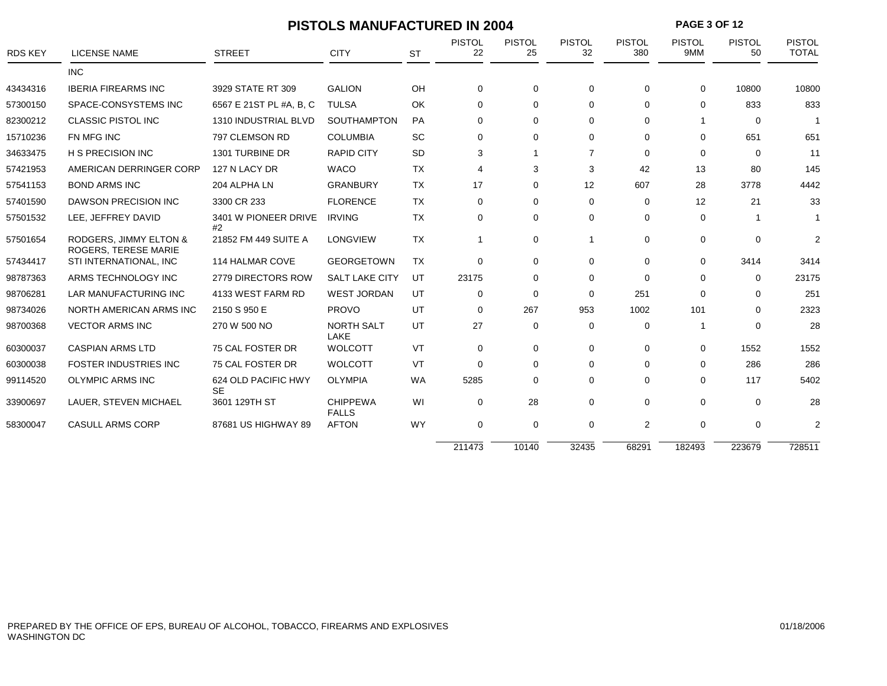# PISTOLS MANUFACTURED IN 2004

| RDS KEY | LICENSE NAME | STREET | CITY | ST | PISTOL 22 | PISTOL 25 | PISTOL 32 | PISTOL 380 | PISTOL 9MM | PISTOL 50 | PISTOL TOTAL |
|---|---|---|---|---|---|---|---|---|---|---|---|
| | INC | | | | | | | | | | |
| 43434316 | IBERIA FIREARMS INC | 3929 STATE RT 309 | GALION | OH | 0 | 0 | 0 | 0 | 0 | 10800 | 10800 |
| 57300150 | SPACE-CONSYSTEMS INC | 6567 E 21ST PL #A, B, C | TULSA | OK | 0 | 0 | 0 | 0 | 0 | 833 | 833 |
| 82300212 | CLASSIC PISTOL INC | 1310 INDUSTRIAL BLVD | SOUTHAMPTON | PA | 0 | 0 | 0 | 0 | 1 | 0 | 1 |
| 15710236 | FN MFG INC | 797 CLEMSON RD | COLUMBIA | SC | 0 | 0 | 0 | 0 | 0 | 651 | 651 |
| 34633475 | H S PRECISION INC | 1301 TURBINE DR | RAPID CITY | SD | 3 | 1 | 7 | 0 | 0 | 0 | 11 |
| 57421953 | AMERICAN DERRINGER CORP | 127 N LACY DR | WACO | TX | 4 | 3 | 3 | 42 | 13 | 80 | 145 |
| 57541153 | BOND ARMS INC | 204 ALPHA LN | GRANBURY | TX | 17 | 0 | 12 | 607 | 28 | 3778 | 4442 |
| 57401590 | DAWSON PRECISION INC | 3300 CR 233 | FLORENCE | TX | 0 | 0 | 0 | 0 | 12 | 21 | 33 |
| 57501532 | LEE, JEFFREY DAVID | 3401 W PIONEER DRIVE #2 | IRVING | TX | 0 | 0 | 0 | 0 | 0 | 1 | 1 |
| 57501654 | RODGERS, JIMMY ELTON & ROGERS, TERESE MARIE | 21852 FM 449 SUITE A | LONGVIEW | TX | 1 | 0 | 1 | 0 | 0 | 0 | 2 |
| 57434417 | STI INTERNATIONAL, INC | 114 HALMAR COVE | GEORGETOWN | TX | 0 | 0 | 0 | 0 | 0 | 3414 | 3414 |
| 98787363 | ARMS TECHNOLOGY INC | 2779 DIRECTORS ROW | SALT LAKE CITY | UT | 23175 | 0 | 0 | 0 | 0 | 0 | 23175 |
| 98706281 | LAR MANUFACTURING INC | 4133 WEST FARM RD | WEST JORDAN | UT | 0 | 0 | 0 | 251 | 0 | 0 | 251 |
| 98734026 | NORTH AMERICAN ARMS INC | 2150 S 950 E | PROVO | UT | 0 | 267 | 953 | 1002 | 101 | 0 | 2323 |
| 98700368 | VECTOR ARMS INC | 270 W 500 NO | NORTH SALT LAKE | UT | 27 | 0 | 0 | 0 | 1 | 0 | 28 |
| 60300037 | CASPIAN ARMS LTD | 75 CAL FOSTER DR | WOLCOTT | VT | 0 | 0 | 0 | 0 | 0 | 1552 | 1552 |
| 60300038 | FOSTER INDUSTRIES INC | 75 CAL FOSTER DR | WOLCOTT | VT | 0 | 0 | 0 | 0 | 0 | 286 | 286 |
| 99114520 | OLYMPIC ARMS INC | 624 OLD PACIFIC HWY SE | OLYMPIA | WA | 5285 | 0 | 0 | 0 | 0 | 117 | 5402 |
| 33900697 | LAUER, STEVEN MICHAEL | 3601 129TH ST | CHIPPEWA FALLS | WI | 0 | 28 | 0 | 0 | 0 | 0 | 28 |
| 58300047 | CASULL ARMS CORP | 87681 US HIGHWAY 89 | AFTON | WY | 0 | 0 | 0 | 2 | 0 | 0 | 2 |
| | | | | | 211473 | 10140 | 32435 | 68291 | 182493 | 223679 | 728511 |

PREPARED BY THE OFFICE OF EPS, BUREAU OF ALCOHOL, TOBACCO, FIREARMS AND EXPLOSIVES
WASHINGTON DC

01/18/2006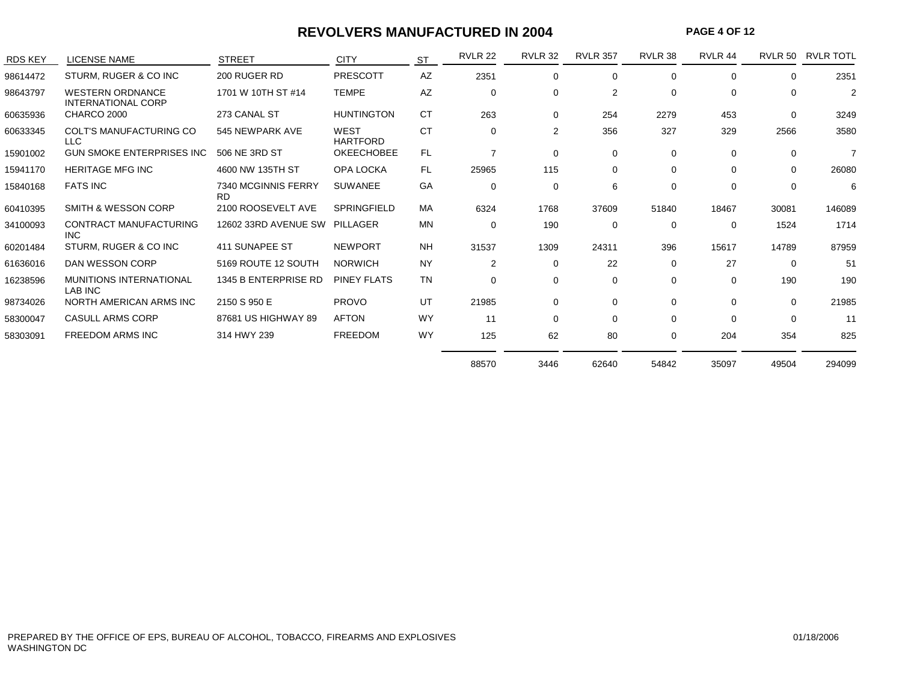# REVOLVERS MANUFACTURED IN 2004

| RDS KEY | LICENSE NAME | STREET | CITY | ST | RVLR 22 | RVLR 32 | RVLR 357 | RVLR 38 | RVLR 44 | RVLR 50 | RVLR TOTL |
|---|---|---|---|---|---|---|---|---|---|---|---|
| 98614472 | STURM, RUGER & CO INC | 200 RUGER RD | PRESCOTT | AZ | 2351 | 0 | 0 | 0 | 0 | 0 | 2351 |
| 98643797 | WESTERN ORDNANCE INTERNATIONAL CORP | 1701 W 10TH ST #14 | TEMPE | AZ | 0 | 0 | 2 | 0 | 0 | 0 | 2 |
| 60635936 | CHARCO 2000 | 273 CANAL ST | HUNTINGTON | CT | 263 | 0 | 254 | 2279 | 453 | 0 | 3249 |
| 60633345 | COLT'S MANUFACTURING CO LLC | 545 NEWPARK AVE | WEST HARTFORD | CT | 0 | 2 | 356 | 327 | 329 | 2566 | 3580 |
| 15901002 | GUN SMOKE ENTERPRISES INC | 506 NE 3RD ST | OKEECHOBEE | FL | 7 | 0 | 0 | 0 | 0 | 0 | 7 |
| 15941170 | HERITAGE MFG INC | 4600 NW 135TH ST | OPA LOCKA | FL | 25965 | 115 | 0 | 0 | 0 | 0 | 26080 |
| 15840168 | FATS INC | 7340 MCGINNIS FERRY RD | SUWANEE | GA | 0 | 0 | 6 | 0 | 0 | 0 | 6 |
| 60410395 | SMITH & WESSON CORP | 2100 ROOSEVELT AVE | SPRINGFIELD | MA | 6324 | 1768 | 37609 | 51840 | 18467 | 30081 | 146089 |
| 34100093 | CONTRACT MANUFACTURING INC | 12602 33RD AVENUE SW | PILLAGER | MN | 0 | 190 | 0 | 0 | 0 | 1524 | 1714 |
| 60201484 | STURM, RUGER & CO INC | 411 SUNAPEE ST | NEWPORT | NH | 31537 | 1309 | 24311 | 396 | 15617 | 14789 | 87959 |
| 61636016 | DAN WESSON CORP | 5169 ROUTE 12 SOUTH | NORWICH | NY | 2 | 0 | 22 | 0 | 27 | 0 | 51 |
| 16238596 | MUNITIONS INTERNATIONAL LAB INC | 1345 B ENTERPRISE RD | PINEY FLATS | TN | 0 | 0 | 0 | 0 | 0 | 190 | 190 |
| 98734026 | NORTH AMERICAN ARMS INC | 2150 S 950 E | PROVO | UT | 21985 | 0 | 0 | 0 | 0 | 0 | 21985 |
| 58300047 | CASULL ARMS CORP | 87681 US HIGHWAY 89 | AFTON | WY | 11 | 0 | 0 | 0 | 0 | 0 | 11 |
| 58303091 | FREEDOM ARMS INC | 314 HWY 239 | FREEDOM | WY | 125 | 62 | 80 | 0 | 204 | 354 | 825 |
| | | | | | 88570 | 3446 | 62640 | 54842 | 35097 | 49504 | 294099 |

PREPARED BY THE OFFICE OF EPS, BUREAU OF ALCOHOL, TOBACCO, FIREARMS AND EXPLOSIVES
WASHINGTON DC

01/18/2006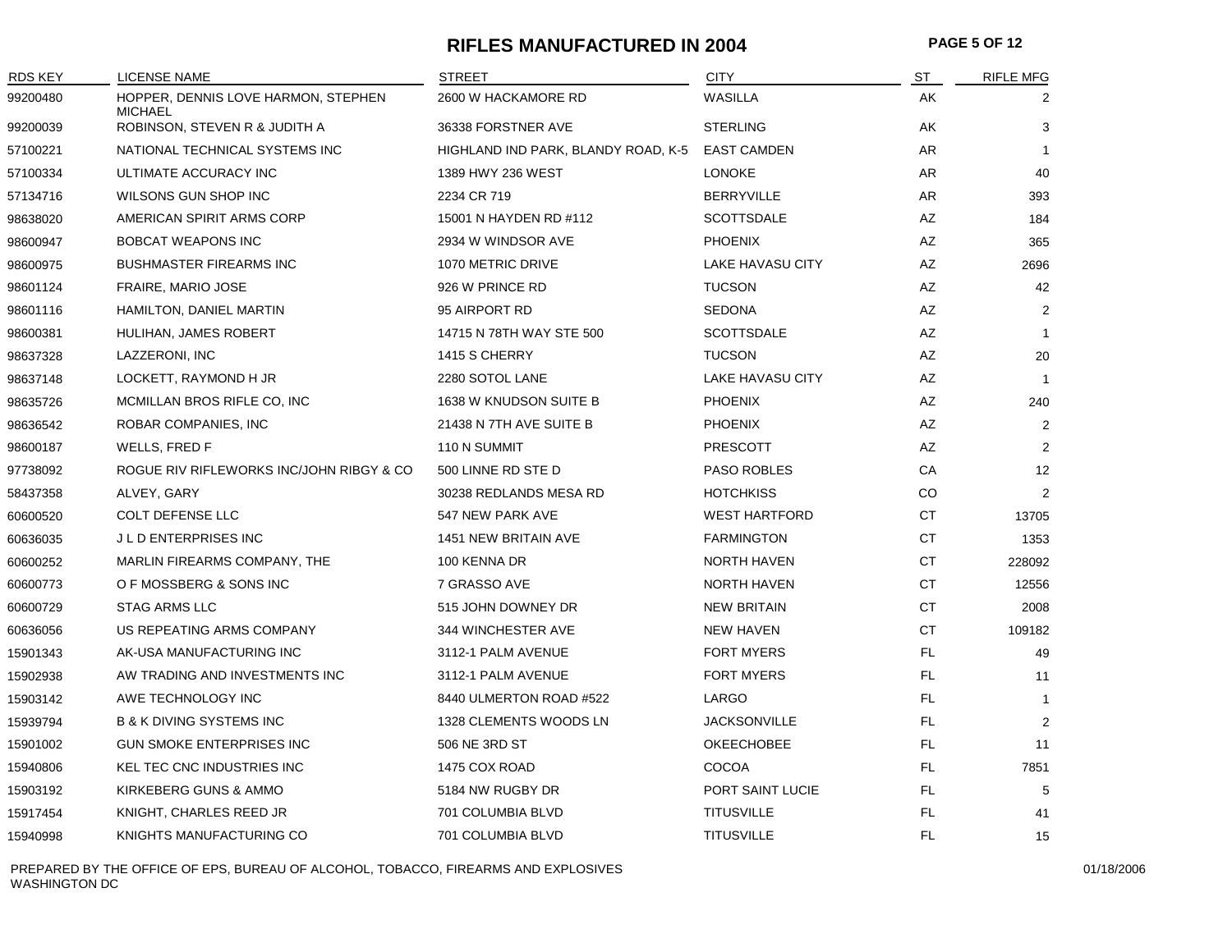# RIFLES MANUFACTURED IN 2004

| RDS KEY | LICENSE NAME | STREET | CITY | ST | RIFLE MFG |
|---|---|---|---|---|---|
| 99200480 | HOPPER, DENNIS LOVE HARMON, STEPHEN MICHAEL | 2600 W HACKAMORE RD | WASILLA | AK | 2 |
| 99200039 | ROBINSON, STEVEN R & JUDITH A | 36338 FORSTNER AVE | STERLING | AK | 3 |
| 57100221 | NATIONAL TECHNICAL SYSTEMS INC | HIGHLAND IND PARK, BLANDY ROAD, K-5 | EAST CAMDEN | AR | 1 |
| 57100334 | ULTIMATE ACCURACY INC | 1389 HWY 236 WEST | LONOKE | AR | 40 |
| 57134716 | WILSONS GUN SHOP INC | 2234 CR 719 | BERRYVILLE | AR | 393 |
| 98638020 | AMERICAN SPIRIT ARMS CORP | 15001 N HAYDEN RD #112 | SCOTTSDALE | AZ | 184 |
| 98600947 | BOBCAT WEAPONS INC | 2934 W WINDSOR AVE | PHOENIX | AZ | 365 |
| 98600975 | BUSHMASTER FIREARMS INC | 1070 METRIC DRIVE | LAKE HAVASU CITY | AZ | 2696 |
| 98601124 | FRAIRE, MARIO JOSE | 926 W PRINCE RD | TUCSON | AZ | 42 |
| 98601116 | HAMILTON, DANIEL MARTIN | 95 AIRPORT RD | SEDONA | AZ | 2 |
| 98600381 | HULIHAN, JAMES ROBERT | 14715 N 78TH WAY STE 500 | SCOTTSDALE | AZ | 1 |
| 98637328 | LAZZERONI, INC | 1415 S CHERRY | TUCSON | AZ | 20 |
| 98637148 | LOCKETT, RAYMOND H JR | 2280 SOTOL LANE | LAKE HAVASU CITY | AZ | 1 |
| 98635726 | MCMILLAN BROS RIFLE CO, INC | 1638 W KNUDSON SUITE B | PHOENIX | AZ | 240 |
| 98636542 | ROBAR COMPANIES, INC | 21438 N 7TH AVE SUITE B | PHOENIX | AZ | 2 |
| 98600187 | WELLS, FRED F | 110 N SUMMIT | PRESCOTT | AZ | 2 |
| 97738092 | ROGUE RIV RIFLEWORKS INC/JOHN RIBGY & CO | 500 LINNE RD STE D | PASO ROBLES | CA | 12 |
| 58437358 | ALVEY, GARY | 30238 REDLANDS MESA RD | HOTCHKISS | CO | 2 |
| 60600520 | COLT DEFENSE LLC | 547 NEW PARK AVE | WEST HARTFORD | CT | 13705 |
| 60636035 | J L D ENTERPRISES INC | 1451 NEW BRITAIN AVE | FARMINGTON | CT | 1353 |
| 60600252 | MARLIN FIREARMS COMPANY, THE | 100 KENNA DR | NORTH HAVEN | CT | 228092 |
| 60600773 | O F MOSSBERG & SONS INC | 7 GRASSO AVE | NORTH HAVEN | CT | 12556 |
| 60600729 | STAG ARMS LLC | 515 JOHN DOWNEY DR | NEW BRITAIN | CT | 2008 |
| 60636056 | US REPEATING ARMS COMPANY | 344 WINCHESTER AVE | NEW HAVEN | CT | 109182 |
| 15901343 | AK-USA MANUFACTURING INC | 3112-1 PALM AVENUE | FORT MYERS | FL | 49 |
| 15902938 | AW TRADING AND INVESTMENTS INC | 3112-1 PALM AVENUE | FORT MYERS | FL | 11 |
| 15903142 | AWE TECHNOLOGY INC | 8440 ULMERTON ROAD #522 | LARGO | FL | 1 |
| 15939794 | B & K DIVING SYSTEMS INC | 1328 CLEMENTS WOODS LN | JACKSONVILLE | FL | 2 |
| 15901002 | GUN SMOKE ENTERPRISES INC | 506 NE 3RD ST | OKEECHOBEE | FL | 11 |
| 15940806 | KEL TEC CNC INDUSTRIES INC | 1475 COX ROAD | COCOA | FL | 7851 |
| 15903192 | KIRKEBERG GUNS & AMMO | 5184 NW RUGBY DR | PORT SAINT LUCIE | FL | 5 |
| 15917454 | KNIGHT, CHARLES REED JR | 701 COLUMBIA BLVD | TITUSVILLE | FL | 41 |
| 15940998 | KNIGHTS MANUFACTURING CO | 701 COLUMBIA BLVD | TITUSVILLE | FL | 15 |

PREPARED BY THE OFFICE OF EPS, BUREAU OF ALCOHOL, TOBACCO, FIREARMS AND EXPLOSIVES
WASHINGTON DC

01/18/2006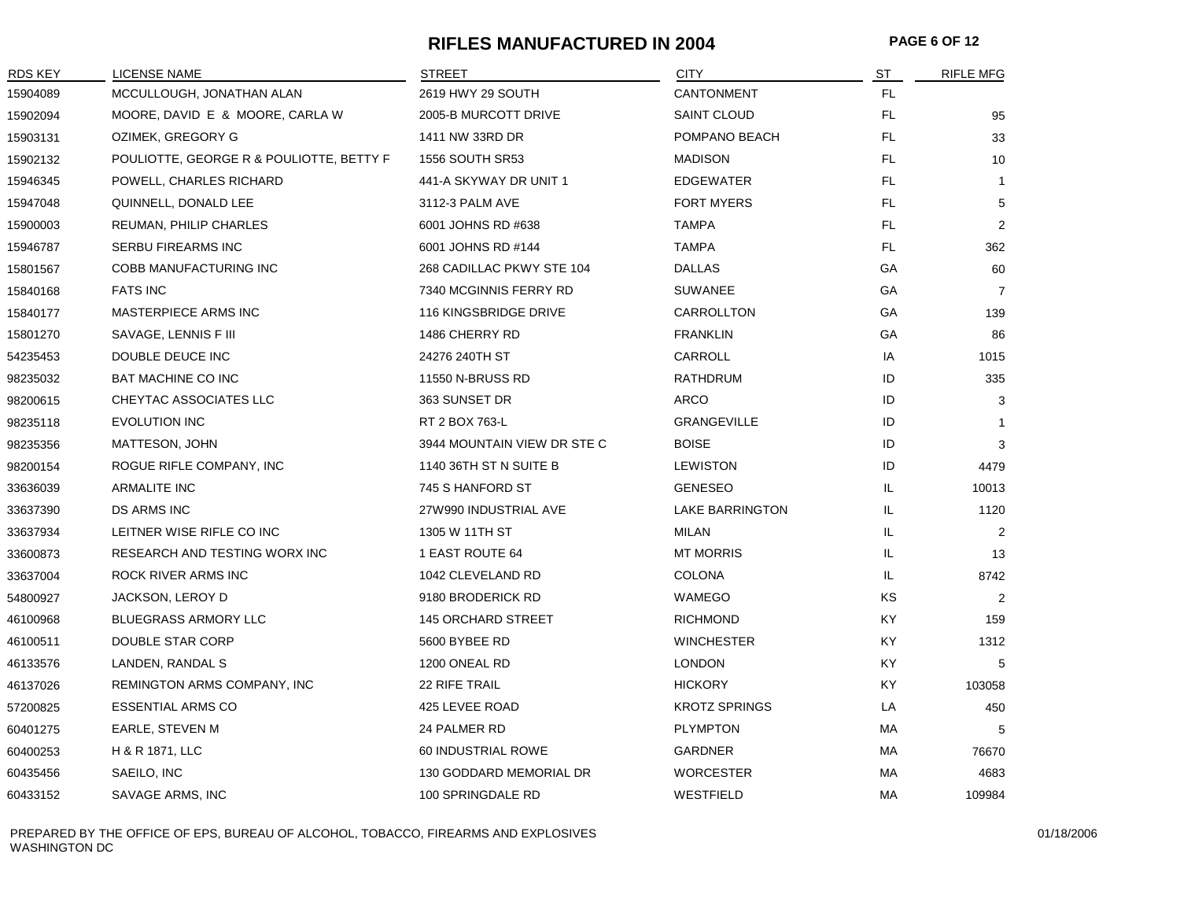# RIFLES MANUFACTURED IN 2004

| RDS KEY | LICENSE NAME | STREET | CITY | ST | RIFLE MFG |
|---|---|---|---|---|---|
| 15904089 | MCCULLOUGH, JONATHAN ALAN | 2619 HWY 29 SOUTH | CANTONMENT | FL | |
| 15902094 | MOORE, DAVID E & MOORE, CARLA W | 2005-B MURCOTT DRIVE | SAINT CLOUD | FL | 95 |
| 15903131 | OZIMEK, GREGORY G | 1411 NW 33RD DR | POMPANO BEACH | FL | 33 |
| 15902132 | POULIOTTE, GEORGE R & POULIOTTE, BETTY F | 1556 SOUTH SR53 | MADISON | FL | 10 |
| 15946345 | POWELL, CHARLES RICHARD | 441-A SKYWAY DR UNIT 1 | EDGEWATER | FL | 1 |
| 15947048 | QUINNELL, DONALD LEE | 3112-3 PALM AVE | FORT MYERS | FL | 5 |
| 15900003 | REUMAN, PHILIP CHARLES | 6001 JOHNS RD #638 | TAMPA | FL | 2 |
| 15946787 | SERBU FIREARMS INC | 6001 JOHNS RD #144 | TAMPA | FL | 362 |
| 15801567 | COBB MANUFACTURING INC | 268 CADILLAC PKWY STE 104 | DALLAS | GA | 60 |
| 15840168 | FATS INC | 7340 MCGINNIS FERRY RD | SUWANEE | GA | 7 |
| 15840177 | MASTERPIECE ARMS INC | 116 KINGSBRIDGE DRIVE | CARROLLTON | GA | 139 |
| 15801270 | SAVAGE, LENNIS F III | 1486 CHERRY RD | FRANKLIN | GA | 86 |
| 54235453 | DOUBLE DEUCE INC | 24276 240TH ST | CARROLL | IA | 1015 |
| 98235032 | BAT MACHINE CO INC | 11550 N-BRUSS RD | RATHDRUM | ID | 335 |
| 98200615 | CHEYTAC ASSOCIATES LLC | 363 SUNSET DR | ARCO | ID | 3 |
| 98235118 | EVOLUTION INC | RT 2 BOX 763-L | GRANGEVILLE | ID | 1 |
| 98235356 | MATTESON, JOHN | 3944 MOUNTAIN VIEW DR STE C | BOISE | ID | 3 |
| 98200154 | ROGUE RIFLE COMPANY, INC | 1140 36TH ST N SUITE B | LEWISTON | ID | 4479 |
| 33636039 | ARMALITE INC | 745 S HANFORD ST | GENESEO | IL | 10013 |
| 33637390 | DS ARMS INC | 27W990 INDUSTRIAL AVE | LAKE BARRINGTON | IL | 1120 |
| 33637934 | LEITNER WISE RIFLE CO INC | 1305 W 11TH ST | MILAN | IL | 2 |
| 33600873 | RESEARCH AND TESTING WORX INC | 1 EAST ROUTE 64 | MT MORRIS | IL | 13 |
| 33637004 | ROCK RIVER ARMS INC | 1042 CLEVELAND RD | COLONA | IL | 8742 |
| 54800927 | JACKSON, LEROY D | 9180 BRODERICK RD | WAMEGO | KS | 2 |
| 46100968 | BLUEGRASS ARMORY LLC | 145 ORCHARD STREET | RICHMOND | KY | 159 |
| 46100511 | DOUBLE STAR CORP | 5600 BYBEE RD | WINCHESTER | KY | 1312 |
| 46133576 | LANDEN, RANDAL S | 1200 ONEAL RD | LONDON | KY | 5 |
| 46137026 | REMINGTON ARMS COMPANY, INC | 22 RIFE TRAIL | HICKORY | KY | 103058 |
| 57200825 | ESSENTIAL ARMS CO | 425 LEVEE ROAD | KROTZ SPRINGS | LA | 450 |
| 60401275 | EARLE, STEVEN M | 24 PALMER RD | PLYMPTON | MA | 5 |
| 60400253 | H & R 1871, LLC | 60 INDUSTRIAL ROWE | GARDNER | MA | 76670 |
| 60435456 | SAEILO, INC | 130 GODDARD MEMORIAL DR | WORCESTER | MA | 4683 |
| 60433152 | SAVAGE ARMS, INC | 100 SPRINGDALE RD | WESTFIELD | MA | 109984 |

PREPARED BY THE OFFICE OF EPS, BUREAU OF ALCOHOL, TOBACCO, FIREARMS AND EXPLOSIVES
WASHINGTON DC

01/18/2006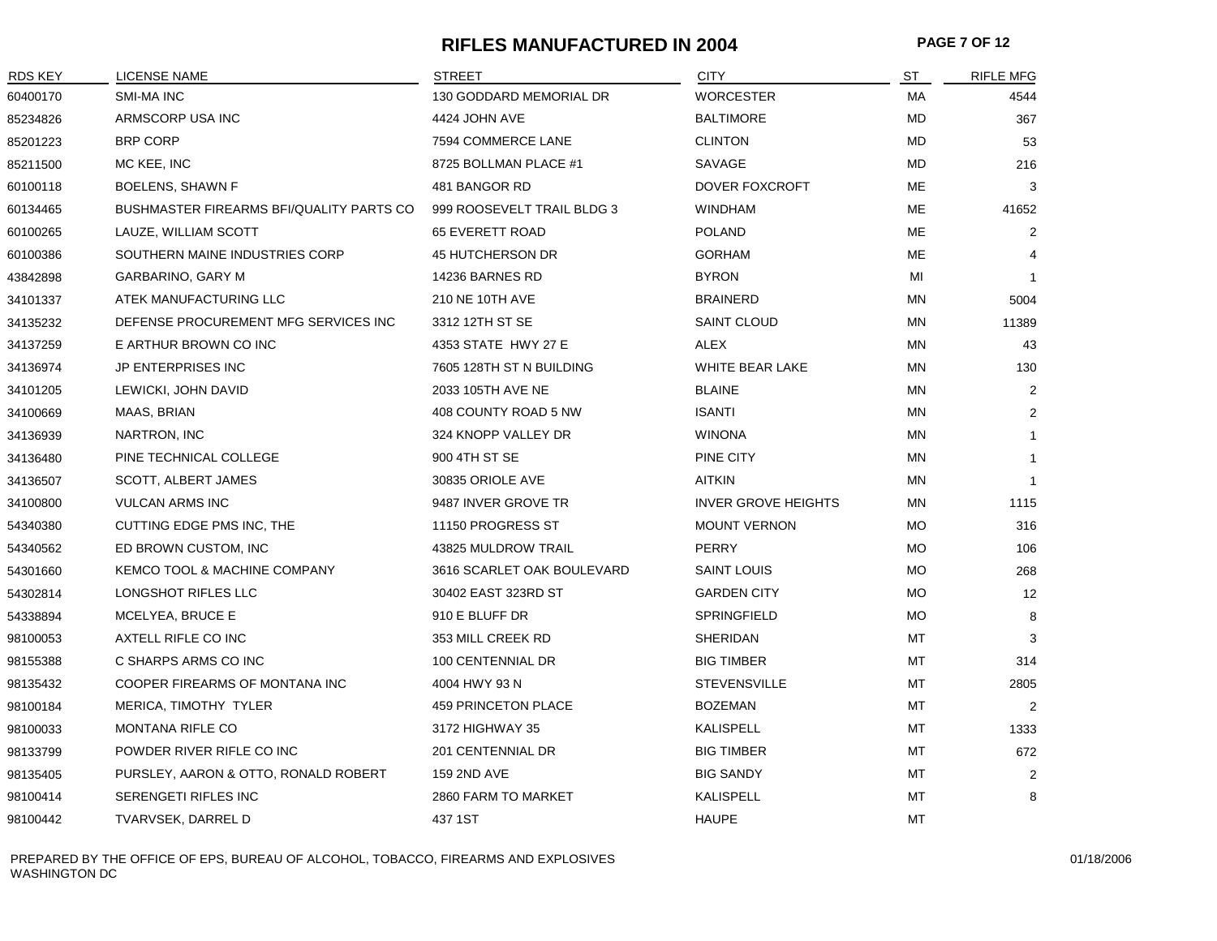# RIFLES MANUFACTURED IN 2004

| RDS KEY | LICENSE NAME | STREET | CITY | ST | RIFLE MFG |
|---|---|---|---|---|---|
| 60400170 | SMI-MA INC | 130 GODDARD MEMORIAL DR | WORCESTER | MA | 4544 |
| 85234826 | ARMSCORP USA INC | 4424 JOHN AVE | BALTIMORE | MD | 367 |
| 85201223 | BRP CORP | 7594 COMMERCE LANE | CLINTON | MD | 53 |
| 85211500 | MC KEE, INC | 8725 BOLLMAN PLACE #1 | SAVAGE | MD | 216 |
| 60100118 | BOELENS, SHAWN F | 481 BANGOR RD | DOVER FOXCROFT | ME | 3 |
| 60134465 | BUSHMASTER FIREARMS BFI/QUALITY PARTS CO | 999 ROOSEVELT TRAIL BLDG 3 | WINDHAM | ME | 41652 |
| 60100265 | LAUZE, WILLIAM SCOTT | 65 EVERETT ROAD | POLAND | ME | 2 |
| 60100386 | SOUTHERN MAINE INDUSTRIES CORP | 45 HUTCHERSON DR | GORHAM | ME | 4 |
| 43842898 | GARBARINO, GARY M | 14236 BARNES RD | BYRON | MI | 1 |
| 34101337 | ATEK MANUFACTURING LLC | 210 NE 10TH AVE | BRAINERD | MN | 5004 |
| 34135232 | DEFENSE PROCUREMENT MFG SERVICES INC | 3312 12TH ST SE | SAINT CLOUD | MN | 11389 |
| 34137259 | E ARTHUR BROWN CO INC | 4353 STATE HWY 27 E | ALEX | MN | 43 |
| 34136974 | JP ENTERPRISES INC | 7605 128TH ST N BUILDING | WHITE BEAR LAKE | MN | 130 |
| 34101205 | LEWICKI, JOHN DAVID | 2033 105TH AVE NE | BLAINE | MN | 2 |
| 34100669 | MAAS, BRIAN | 408 COUNTY ROAD 5 NW | ISANTI | MN | 2 |
| 34136939 | NARTRON, INC | 324 KNOPP VALLEY DR | WINONA | MN | 1 |
| 34136480 | PINE TECHNICAL COLLEGE | 900 4TH ST SE | PINE CITY | MN | 1 |
| 34136507 | SCOTT, ALBERT JAMES | 30835 ORIOLE AVE | AITKIN | MN | 1 |
| 34100800 | VULCAN ARMS INC | 9487 INVER GROVE TR | INVER GROVE HEIGHTS | MN | 1115 |
| 54340380 | CUTTING EDGE PMS INC, THE | 11150 PROGRESS ST | MOUNT VERNON | MO | 316 |
| 54340562 | ED BROWN CUSTOM, INC | 43825 MULDROW TRAIL | PERRY | MO | 106 |
| 54301660 | KEMCO TOOL & MACHINE COMPANY | 3616 SCARLET OAK BOULEVARD | SAINT LOUIS | MO | 268 |
| 54302814 | LONGSHOT RIFLES LLC | 30402 EAST 323RD ST | GARDEN CITY | MO | 12 |
| 54338894 | MCELYEA, BRUCE E | 910 E BLUFF DR | SPRINGFIELD | MO | 8 |
| 98100053 | AXTELL RIFLE CO INC | 353 MILL CREEK RD | SHERIDAN | MT | 3 |
| 98155388 | C SHARPS ARMS CO INC | 100 CENTENNIAL DR | BIG TIMBER | MT | 314 |
| 98135432 | COOPER FIREARMS OF MONTANA INC | 4004 HWY 93 N | STEVENSVILLE | MT | 2805 |
| 98100184 | MERICA, TIMOTHY TYLER | 459 PRINCETON PLACE | BOZEMAN | MT | 2 |
| 98100033 | MONTANA RIFLE CO | 3172 HIGHWAY 35 | KALISPELL | MT | 1333 |
| 98133799 | POWDER RIVER RIFLE CO INC | 201 CENTENNIAL DR | BIG TIMBER | MT | 672 |
| 98135405 | PURSLEY, AARON & OTTO, RONALD ROBERT | 159 2ND AVE | BIG SANDY | MT | 2 |
| 98100414 | SERENGETI RIFLES INC | 2860 FARM TO MARKET | KALISPELL | MT | 8 |
| 98100442 | TVARVSEK, DARREL D | 437 1ST | HAUPE | MT | |

PREPARED BY THE OFFICE OF EPS, BUREAU OF ALCOHOL, TOBACCO, FIREARMS AND EXPLOSIVES
WASHINGTON DC

01/18/2006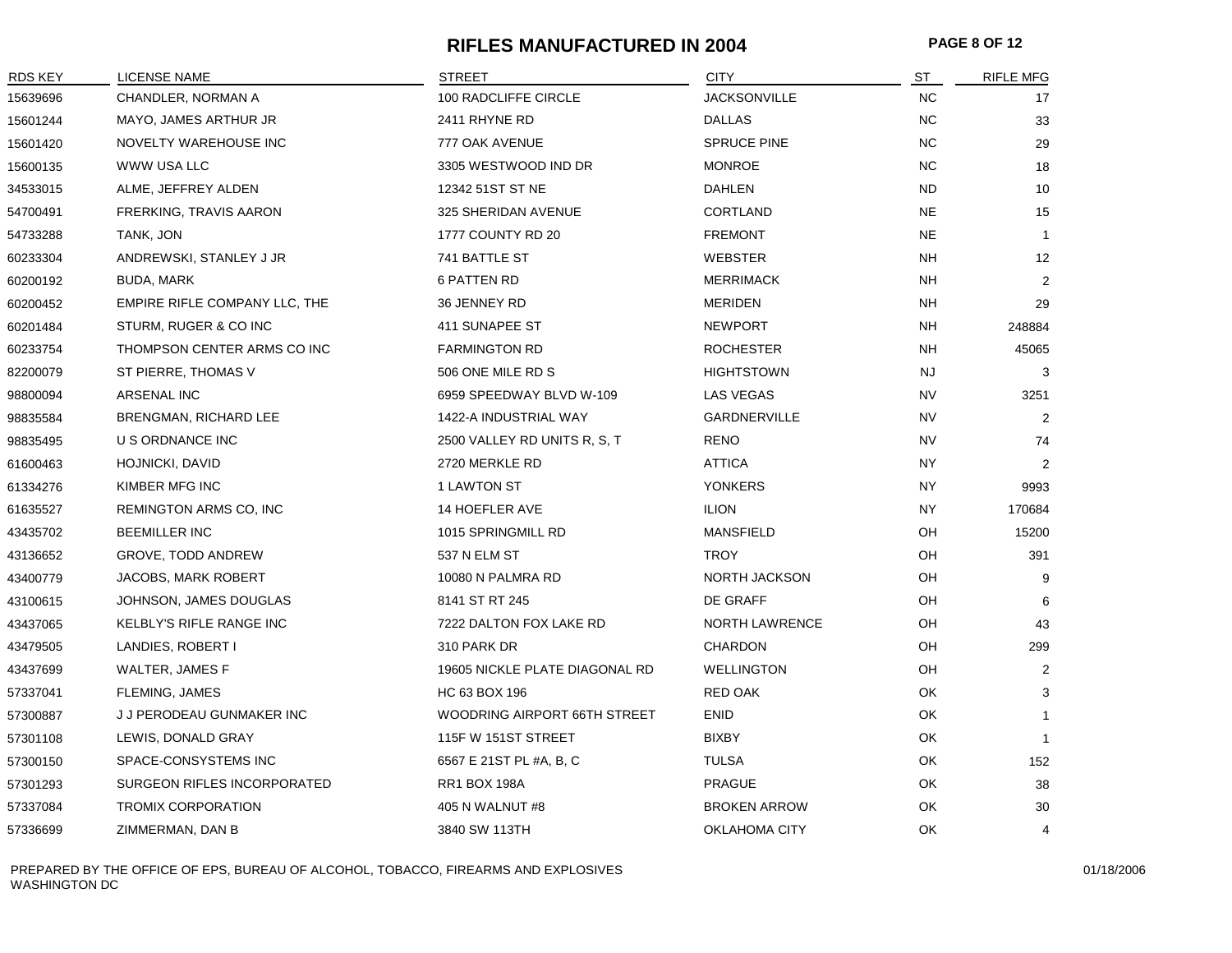# RIFLES MANUFACTURED IN 2004

| RDS KEY | LICENSE NAME | STREET | CITY | ST | RIFLE MFG |
|---|---|---|---|---|---|
| 15639696 | CHANDLER, NORMAN A | 100 RADCLIFFE CIRCLE | JACKSONVILLE | NC | 17 |
| 15601244 | MAYO, JAMES ARTHUR JR | 2411 RHYNE RD | DALLAS | NC | 33 |
| 15601420 | NOVELTY WAREHOUSE INC | 777 OAK AVENUE | SPRUCE PINE | NC | 29 |
| 15600135 | WWW USA LLC | 3305 WESTWOOD IND DR | MONROE | NC | 18 |
| 34533015 | ALME, JEFFREY ALDEN | 12342 51ST ST NE | DAHLEN | ND | 10 |
| 54700491 | FRERKING, TRAVIS AARON | 325 SHERIDAN AVENUE | CORTLAND | NE | 15 |
| 54733288 | TANK, JON | 1777 COUNTY RD 20 | FREMONT | NE | 1 |
| 60233304 | ANDREWSKI, STANLEY J JR | 741 BATTLE ST | WEBSTER | NH | 12 |
| 60200192 | BUDA, MARK | 6 PATTEN RD | MERRIMACK | NH | 2 |
| 60200452 | EMPIRE RIFLE COMPANY LLC, THE | 36 JENNEY RD | MERIDEN | NH | 29 |
| 60201484 | STURM, RUGER & CO INC | 411 SUNAPEE ST | NEWPORT | NH | 248884 |
| 60233754 | THOMPSON CENTER ARMS CO INC | FARMINGTON RD | ROCHESTER | NH | 45065 |
| 82200079 | ST PIERRE, THOMAS V | 506 ONE MILE RD S | HIGHTSTOWN | NJ | 3 |
| 98800094 | ARSENAL INC | 6959 SPEEDWAY BLVD W-109 | LAS VEGAS | NV | 3251 |
| 98835584 | BRENGMAN, RICHARD LEE | 1422-A INDUSTRIAL WAY | GARDNERVILLE | NV | 2 |
| 98835495 | U S ORDNANCE INC | 2500 VALLEY RD UNITS R, S, T | RENO | NV | 74 |
| 61600463 | HOJNICKI, DAVID | 2720 MERKLE RD | ATTICA | NY | 2 |
| 61334276 | KIMBER MFG INC | 1 LAWTON ST | YONKERS | NY | 9993 |
| 61635527 | REMINGTON ARMS CO, INC | 14 HOEFLER AVE | ILION | NY | 170684 |
| 43435702 | BEEMILLER INC | 1015 SPRINGMILL RD | MANSFIELD | OH | 15200 |
| 43136652 | GROVE, TODD ANDREW | 537 N ELM ST | TROY | OH | 391 |
| 43400779 | JACOBS, MARK ROBERT | 10080 N PALMRA RD | NORTH JACKSON | OH | 9 |
| 43100615 | JOHNSON, JAMES DOUGLAS | 8141 ST RT 245 | DE GRAFF | OH | 6 |
| 43437065 | KELBLY'S RIFLE RANGE INC | 7222 DALTON FOX LAKE RD | NORTH LAWRENCE | OH | 43 |
| 43479505 | LANDIES, ROBERT I | 310 PARK DR | CHARDON | OH | 299 |
| 43437699 | WALTER, JAMES F | 19605 NICKLE PLATE DIAGONAL RD | WELLINGTON | OH | 2 |
| 57337041 | FLEMING, JAMES | HC 63 BOX 196 | RED OAK | OK | 3 |
| 57300887 | J J PERODEAU GUNMAKER INC | WOODRING AIRPORT 66TH STREET | ENID | OK | 1 |
| 57301108 | LEWIS, DONALD GRAY | 115F W 151ST STREET | BIXBY | OK | 1 |
| 57300150 | SPACE-CONSYSTEMS INC | 6567 E 21ST PL #A, B, C | TULSA | OK | 152 |
| 57301293 | SURGEON RIFLES INCORPORATED | RR1 BOX 198A | PRAGUE | OK | 38 |
| 57337084 | TROMIX CORPORATION | 405 N WALNUT #8 | BROKEN ARROW | OK | 30 |
| 57336699 | ZIMMERMAN, DAN B | 3840 SW 113TH | OKLAHOMA CITY | OK | 4 |

PREPARED BY THE OFFICE OF EPS, BUREAU OF ALCOHOL, TOBACCO, FIREARMS AND EXPLOSIVES
WASHINGTON DC

01/18/2006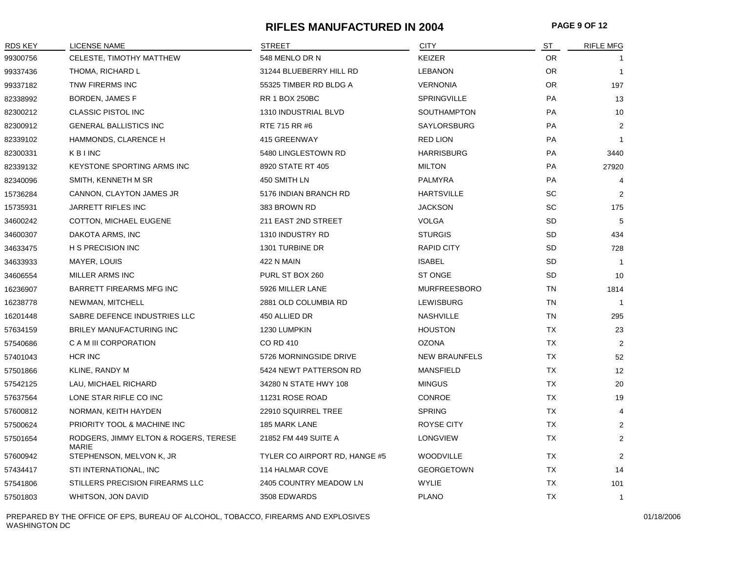# RIFLES MANUFACTURED IN 2004

| RDS KEY | LICENSE NAME | STREET | CITY | ST | RIFLE MFG |
|---|---|---|---|---|---|
| 99300756 | CELESTE, TIMOTHY MATTHEW | 548 MENLO DR N | KEIZER | OR | 1 |
| 99337436 | THOMA, RICHARD L | 31244 BLUEBERRY HILL RD | LEBANON | OR | 1 |
| 99337182 | TNW FIRERMS INC | 55325 TIMBER RD BLDG A | VERNONIA | OR | 197 |
| 82338992 | BORDEN, JAMES F | RR 1 BOX 250BC | SPRINGVILLE | PA | 13 |
| 82300212 | CLASSIC PISTOL INC | 1310 INDUSTRIAL BLVD | SOUTHAMPTON | PA | 10 |
| 82300912 | GENERAL BALLISTICS INC | RTE 715 RR #6 | SAYLORSBURG | PA | 2 |
| 82339102 | HAMMONDS, CLARENCE H | 415 GREENWAY | RED LION | PA | 1 |
| 82300331 | K B I INC | 5480 LINGLESTOWN RD | HARRISBURG | PA | 3440 |
| 82339132 | KEYSTONE SPORTING ARMS INC | 8920 STATE RT 405 | MILTON | PA | 27920 |
| 82340096 | SMITH, KENNETH M SR | 450 SMITH LN | PALMYRA | PA | 4 |
| 15736284 | CANNON, CLAYTON JAMES JR | 5176 INDIAN BRANCH RD | HARTSVILLE | SC | 2 |
| 15735931 | JARRETT RIFLES INC | 383 BROWN RD | JACKSON | SC | 175 |
| 34600242 | COTTON, MICHAEL EUGENE | 211 EAST 2ND STREET | VOLGA | SD | 5 |
| 34600307 | DAKOTA ARMS, INC | 1310 INDUSTRY RD | STURGIS | SD | 434 |
| 34633475 | H S PRECISION INC | 1301 TURBINE DR | RAPID CITY | SD | 728 |
| 34633933 | MAYER, LOUIS | 422 N MAIN | ISABEL | SD | 1 |
| 34606554 | MILLER ARMS INC | PURL ST BOX 260 | ST ONGE | SD | 10 |
| 16236907 | BARRETT FIREARMS MFG INC | 5926 MILLER LANE | MURFREESBORO | TN | 1814 |
| 16238778 | NEWMAN, MITCHELL | 2881 OLD COLUMBIA RD | LEWISBURG | TN | 1 |
| 16201448 | SABRE DEFENCE INDUSTRIES LLC | 450 ALLIED DR | NASHVILLE | TN | 295 |
| 57634159 | BRILEY MANUFACTURING INC | 1230 LUMPKIN | HOUSTON | TX | 23 |
| 57540686 | C A M III CORPORATION | CO RD 410 | OZONA | TX | 2 |
| 57401043 | HCR INC | 5726 MORNINGSIDE DRIVE | NEW BRAUNFELS | TX | 52 |
| 57501866 | KLINE, RANDY M | 5424 NEWT PATTERSON RD | MANSFIELD | TX | 12 |
| 57542125 | LAU, MICHAEL RICHARD | 34280 N STATE HWY 108 | MINGUS | TX | 20 |
| 57637564 | LONE STAR RIFLE CO INC | 11231 ROSE ROAD | CONROE | TX | 19 |
| 57600812 | NORMAN, KEITH HAYDEN | 22910 SQUIRREL TREE | SPRING | TX | 4 |
| 57500624 | PRIORITY TOOL & MACHINE INC | 185 MARK LANE | ROYSE CITY | TX | 2 |
| 57501654 | RODGERS, JIMMY ELTON & ROGERS, TERESE MARIE | 21852 FM 449 SUITE A | LONGVIEW | TX | 2 |
| 57600942 | STEPHENSON, MELVON K, JR | TYLER CO AIRPORT RD, HANGE #5 | WOODVILLE | TX | 2 |
| 57434417 | STI INTERNATIONAL, INC | 114 HALMAR COVE | GEORGETOWN | TX | 14 |
| 57541806 | STILLERS PRECISION FIREARMS LLC | 2405 COUNTRY MEADOW LN | WYLIE | TX | 101 |
| 57501803 | WHITSON, JON DAVID | 3508 EDWARDS | PLANO | TX | 1 |

PREPARED BY THE OFFICE OF EPS, BUREAU OF ALCOHOL, TOBACCO, FIREARMS AND EXPLOSIVES
WASHINGTON DC

01/18/2006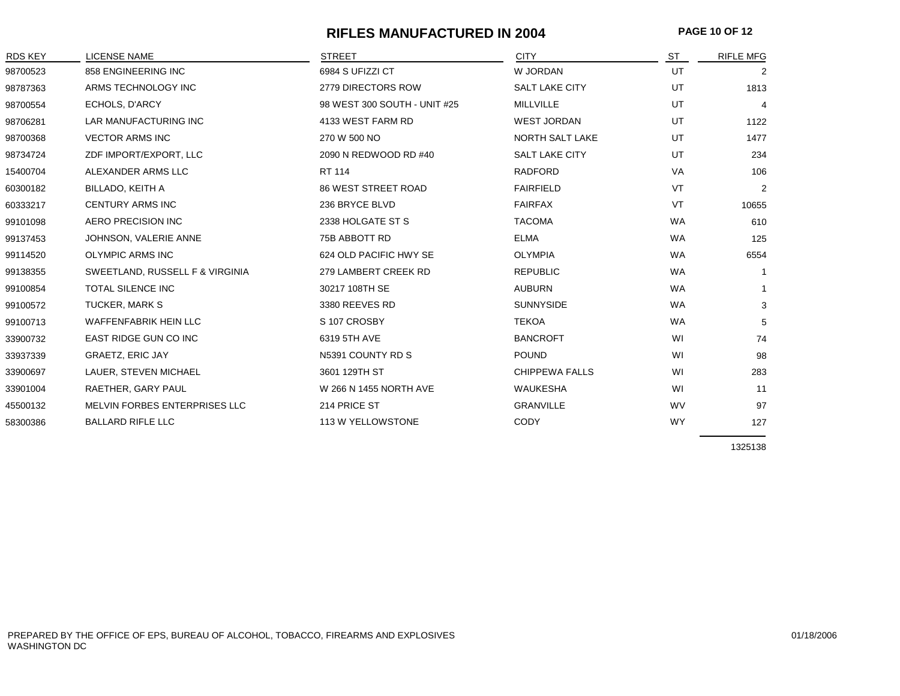# RIFLES MANUFACTURED IN 2004

| RDS KEY | LICENSE NAME | STREET | CITY | ST | RIFLE MFG |
|---|---|---|---|---|---|
| 98700523 | 858 ENGINEERING INC | 6984 S UFIZZI CT | W JORDAN | UT | 2 |
| 98787363 | ARMS TECHNOLOGY INC | 2779 DIRECTORS ROW | SALT LAKE CITY | UT | 1813 |
| 98700554 | ECHOLS, D'ARCY | 98 WEST 300 SOUTH - UNIT #25 | MILLVILLE | UT | 4 |
| 98706281 | LAR MANUFACTURING INC | 4133 WEST FARM RD | WEST JORDAN | UT | 1122 |
| 98700368 | VECTOR ARMS INC | 270 W 500 NO | NORTH SALT LAKE | UT | 1477 |
| 98734724 | ZDF IMPORT/EXPORT, LLC | 2090 N REDWOOD RD #40 | SALT LAKE CITY | UT | 234 |
| 15400704 | ALEXANDER ARMS LLC | RT 114 | RADFORD | VA | 106 |
| 60300182 | BILLADO, KEITH A | 86 WEST STREET ROAD | FAIRFIELD | VT | 2 |
| 60333217 | CENTURY ARMS INC | 236 BRYCE BLVD | FAIRFAX | VT | 10655 |
| 99101098 | AERO PRECISION INC | 2338 HOLGATE ST S | TACOMA | WA | 610 |
| 99137453 | JOHNSON, VALERIE ANNE | 75B ABBOTT RD | ELMA | WA | 125 |
| 99114520 | OLYMPIC ARMS INC | 624 OLD PACIFIC HWY SE | OLYMPIA | WA | 6554 |
| 99138355 | SWEETLAND, RUSSELL F & VIRGINIA | 279 LAMBERT CREEK RD | REPUBLIC | WA | 1 |
| 99100854 | TOTAL SILENCE INC | 30217 108TH SE | AUBURN | WA | 1 |
| 99100572 | TUCKER, MARK S | 3380 REEVES RD | SUNNYSIDE | WA | 3 |
| 99100713 | WAFFENFABRIK HEIN LLC | S 107 CROSBY | TEKOA | WA | 5 |
| 33900732 | EAST RIDGE GUN CO INC | 6319 5TH AVE | BANCROFT | WI | 74 |
| 33937339 | GRAETZ, ERIC JAY | N5391 COUNTY RD S | POUND | WI | 98 |
| 33900697 | LAUER, STEVEN MICHAEL | 3601 129TH ST | CHIPPEWA FALLS | WI | 283 |
| 33901004 | RAETHER, GARY PAUL | W 266 N 1455 NORTH AVE | WAUKESHA | WI | 11 |
| 45500132 | MELVIN FORBES ENTERPRISES LLC | 214 PRICE ST | GRANVILLE | WV | 97 |
| 58300386 | BALLARD RIFLE LLC | 113 W YELLOWSTONE | CODY | WY | 127 |
| | | | | | 1325138 |

PREPARED BY THE OFFICE OF EPS, BUREAU OF ALCOHOL, TOBACCO, FIREARMS AND EXPLOSIVES
WASHINGTON DC

01/18/2006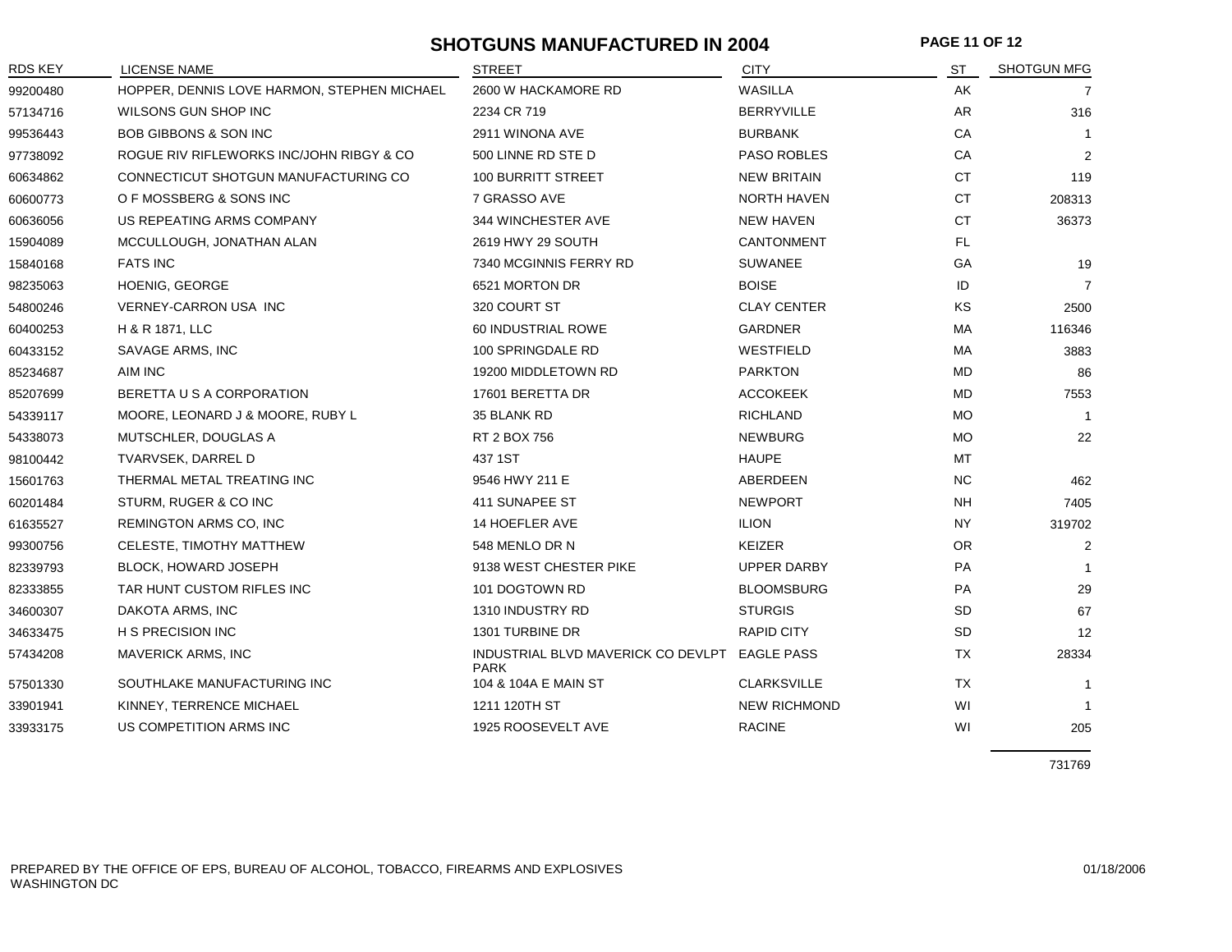# SHOTGUNS MANUFACTURED IN 2004

| RDS KEY | LICENSE NAME | STREET | CITY | ST | SHOTGUN MFG |
|---|---|---|---|---|---|
| 99200480 | HOPPER, DENNIS LOVE HARMON, STEPHEN MICHAEL | 2600 W HACKAMORE RD | WASILLA | AK | 7 |
| 57134716 | WILSONS GUN SHOP INC | 2234 CR 719 | BERRYVILLE | AR | 316 |
| 99536443 | BOB GIBBONS & SON INC | 2911 WINONA AVE | BURBANK | CA | 1 |
| 97738092 | ROGUE RIV RIFLEWORKS INC/JOHN RIBGY & CO | 500 LINNE RD STE D | PASO ROBLES | CA | 2 |
| 60634862 | CONNECTICUT SHOTGUN MANUFACTURING CO | 100 BURRITT STREET | NEW BRITAIN | CT | 119 |
| 60600773 | O F MOSSBERG & SONS INC | 7 GRASSO AVE | NORTH HAVEN | CT | 208313 |
| 60636056 | US REPEATING ARMS COMPANY | 344 WINCHESTER AVE | NEW HAVEN | CT | 36373 |
| 15904089 | MCCULLOUGH, JONATHAN ALAN | 2619 HWY 29 SOUTH | CANTONMENT | FL | |
| 15840168 | FATS INC | 7340 MCGINNIS FERRY RD | SUWANEE | GA | 19 |
| 98235063 | HOENIG, GEORGE | 6521 MORTON DR | BOISE | ID | 7 |
| 54800246 | VERNEY-CARRON USA INC | 320 COURT ST | CLAY CENTER | KS | 2500 |
| 60400253 | H & R 1871, LLC | 60 INDUSTRIAL ROWE | GARDNER | MA | 116346 |
| 60433152 | SAVAGE ARMS, INC | 100 SPRINGDALE RD | WESTFIELD | MA | 3883 |
| 85234687 | AIM INC | 19200 MIDDLETOWN RD | PARKTON | MD | 86 |
| 85207699 | BERETTA U S A CORPORATION | 17601 BERETTA DR | ACCOKEEK | MD | 7553 |
| 54339117 | MOORE, LEONARD J & MOORE, RUBY L | 35 BLANK RD | RICHLAND | MO | 1 |
| 54338073 | MUTSCHLER, DOUGLAS A | RT 2 BOX 756 | NEWBURG | MO | 22 |
| 98100442 | TVARVSEK, DARREL D | 437 1ST | HAUPE | MT | |
| 15601763 | THERMAL METAL TREATING INC | 9546 HWY 211 E | ABERDEEN | NC | 462 |
| 60201484 | STURM, RUGER & CO INC | 411 SUNAPEE ST | NEWPORT | NH | 7405 |
| 61635527 | REMINGTON ARMS CO, INC | 14 HOEFLER AVE | ILION | NY | 319702 |
| 99300756 | CELESTE, TIMOTHY MATTHEW | 548 MENLO DR N | KEIZER | OR | 2 |
| 82339793 | BLOCK, HOWARD JOSEPH | 9138 WEST CHESTER PIKE | UPPER DARBY | PA | 1 |
| 82333855 | TAR HUNT CUSTOM RIFLES INC | 101 DOGTOWN RD | BLOOMSBURG | PA | 29 |
| 34600307 | DAKOTA ARMS, INC | 1310 INDUSTRY RD | STURGIS | SD | 67 |
| 34633475 | H S PRECISION INC | 1301 TURBINE DR | RAPID CITY | SD | 12 |
| 57434208 | MAVERICK ARMS, INC | INDUSTRIAL BLVD MAVERICK CO DEVLPT PARK | EAGLE PASS | TX | 28334 |
| 57501330 | SOUTHLAKE MANUFACTURING INC | 104 & 104A E MAIN ST | CLARKSVILLE | TX | 1 |
| 33901941 | KINNEY, TERRENCE MICHAEL | 1211 120TH ST | NEW RICHMOND | WI | 1 |
| 33933175 | US COMPETITION ARMS INC | 1925 ROOSEVELT AVE | RACINE | WI | 205 |
| | | | | | 731769 |

PREPARED BY THE OFFICE OF EPS, BUREAU OF ALCOHOL, TOBACCO, FIREARMS AND EXPLOSIVES
WASHINGTON DC

01/18/2006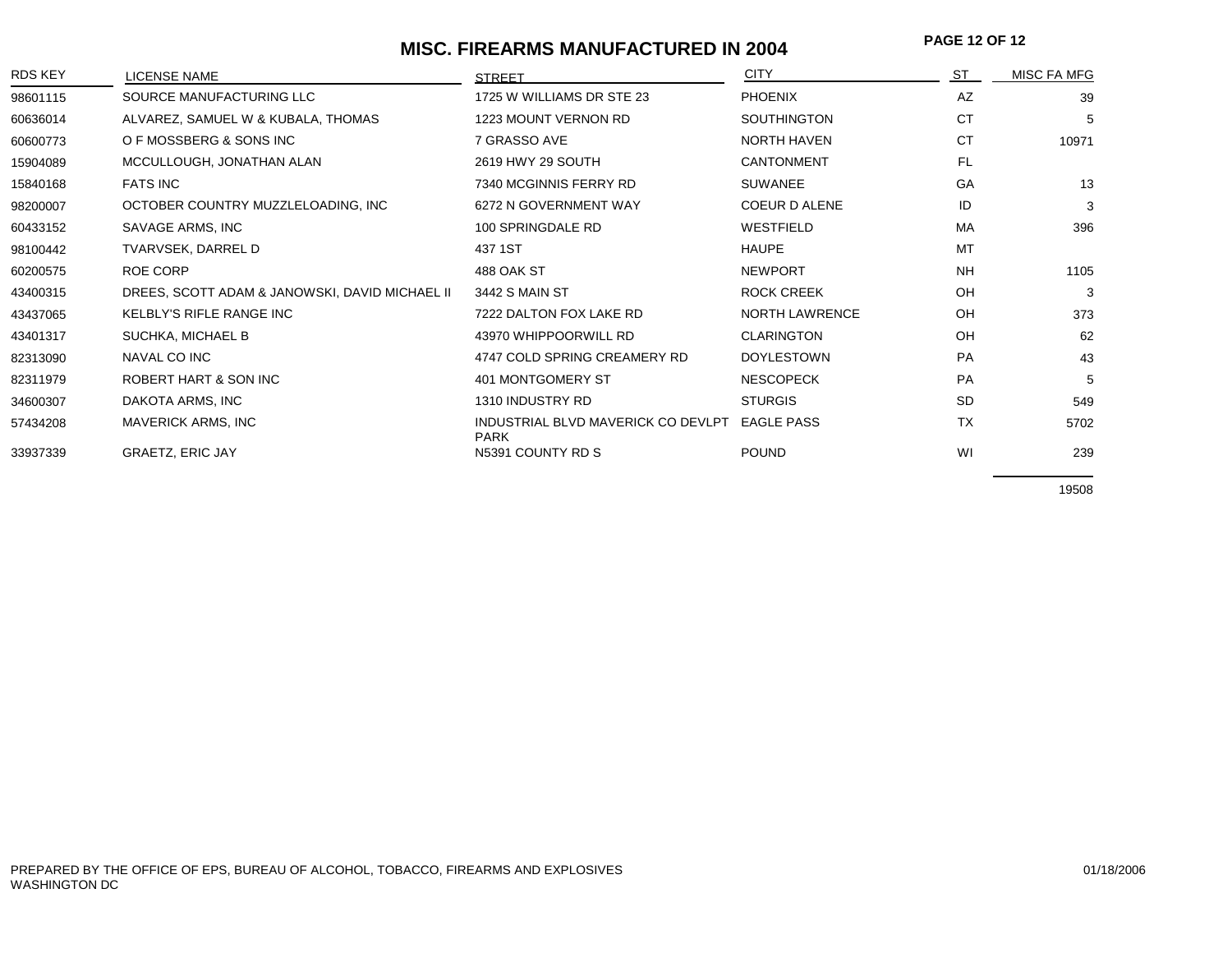# MISC. FIREARMS MANUFACTURED IN 2004

| RDS KEY | LICENSE NAME | STREET | CITY | ST | MISC FA MFG |
|---|---|---|---|---|---|
| 98601115 | SOURCE MANUFACTURING LLC | 1725 W WILLIAMS DR STE 23 | PHOENIX | AZ | 39 |
| 60636014 | ALVAREZ, SAMUEL W & KUBALA, THOMAS | 1223 MOUNT VERNON RD | SOUTHINGTON | CT | 5 |
| 60600773 | O F MOSSBERG & SONS INC | 7 GRASSO AVE | NORTH HAVEN | CT | 10971 |
| 15904089 | MCCULLOUGH, JONATHAN ALAN | 2619 HWY 29 SOUTH | CANTONMENT | FL | |
| 15840168 | FATS INC | 7340 MCGINNIS FERRY RD | SUWANEE | GA | 13 |
| 98200007 | OCTOBER COUNTRY MUZZLELOADING, INC | 6272 N GOVERNMENT WAY | COEUR D ALENE | ID | 3 |
| 60433152 | SAVAGE ARMS, INC | 100 SPRINGDALE RD | WESTFIELD | MA | 396 |
| 98100442 | TVARVSEK, DARREL D | 437 1ST | HAUPE | MT | |
| 60200575 | ROE CORP | 488 OAK ST | NEWPORT | NH | 1105 |
| 43400315 | DREES, SCOTT ADAM & JANOWSKI, DAVID MICHAEL II | 3442 S MAIN ST | ROCK CREEK | OH | 3 |
| 43437065 | KELBLY'S RIFLE RANGE INC | 7222 DALTON FOX LAKE RD | NORTH LAWRENCE | OH | 373 |
| 43401317 | SUCHKA, MICHAEL B | 43970 WHIPPOORWILL RD | CLARINGTON | OH | 62 |
| 82313090 | NAVAL CO INC | 4747 COLD SPRING CREAMERY RD | DOYLESTOWN | PA | 43 |
| 82311979 | ROBERT HART & SON INC | 401 MONTGOMERY ST | NESCOPECK | PA | 5 |
| 34600307 | DAKOTA ARMS, INC | 1310 INDUSTRY RD | STURGIS | SD | 549 |
| 57434208 | MAVERICK ARMS, INC | INDUSTRIAL BLVD MAVERICK CO DEVLPT PARK | EAGLE PASS | TX | 5702 |
| 33937339 | GRAETZ, ERIC JAY | N5391 COUNTY RD S | POUND | WI | 239 |
| | | | | | 19508 |

PREPARED BY THE OFFICE OF EPS, BUREAU OF ALCOHOL, TOBACCO, FIREARMS AND EXPLOSIVES
WASHINGTON DC

01/18/2006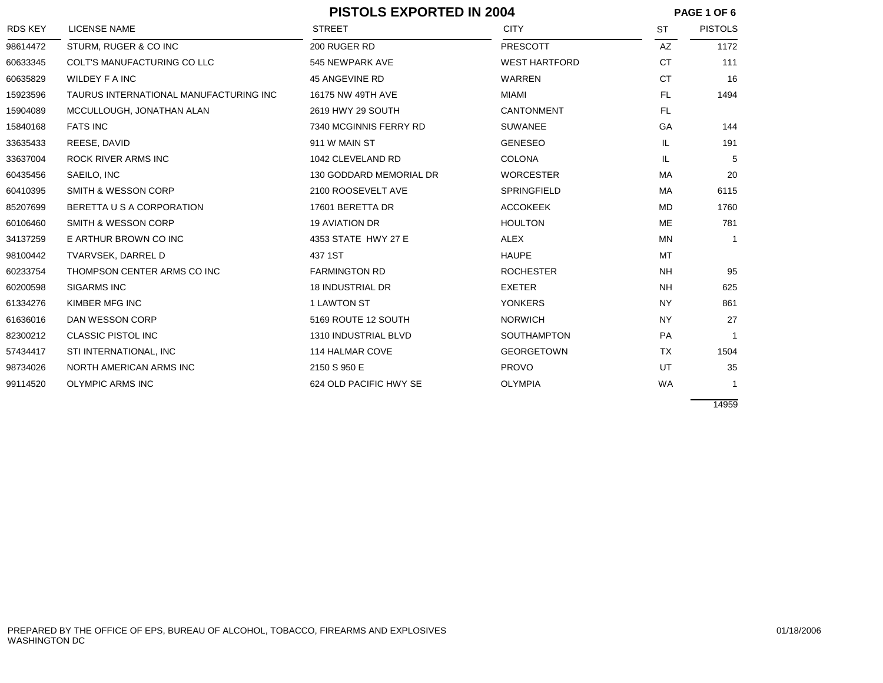# PISTOLS EXPORTED IN 2004

| RDS KEY | LICENSE NAME | STREET | CITY | ST | PISTOLS |
|---|---|---|---|---|---|
| 98614472 | STURM, RUGER & CO INC | 200 RUGER RD | PRESCOTT | AZ | 1172 |
| 60633345 | COLT'S MANUFACTURING CO LLC | 545 NEWPARK AVE | WEST HARTFORD | CT | 111 |
| 60635829 | WILDEY F A INC | 45 ANGEVINE RD | WARREN | CT | 16 |
| 15923596 | TAURUS INTERNATIONAL MANUFACTURING INC | 16175 NW 49TH AVE | MIAMI | FL | 1494 |
| 15904089 | MCCULLOUGH, JONATHAN ALAN | 2619 HWY 29 SOUTH | CANTONMENT | FL | |
| 15840168 | FATS INC | 7340 MCGINNIS FERRY RD | SUWANEE | GA | 144 |
| 33635433 | REESE, DAVID | 911 W MAIN ST | GENESEO | IL | 191 |
| 33637004 | ROCK RIVER ARMS INC | 1042 CLEVELAND RD | COLONA | IL | 5 |
| 60435456 | SAEILO, INC | 130 GODDARD MEMORIAL DR | WORCESTER | MA | 20 |
| 60410395 | SMITH & WESSON CORP | 2100 ROOSEVELT AVE | SPRINGFIELD | MA | 6115 |
| 85207699 | BERETTA U S A CORPORATION | 17601 BERETTA DR | ACCOKEEK | MD | 1760 |
| 60106460 | SMITH & WESSON CORP | 19 AVIATION DR | HOULTON | ME | 781 |
| 34137259 | E ARTHUR BROWN CO INC | 4353 STATE HWY 27 E | ALEX | MN | 1 |
| 98100442 | TVARVSEK, DARREL D | 437 1ST | HAUPE | MT | |
| 60233754 | THOMPSON CENTER ARMS CO INC | FARMINGTON RD | ROCHESTER | NH | 95 |
| 60200598 | SIGARMS INC | 18 INDUSTRIAL DR | EXETER | NH | 625 |
| 61334276 | KIMBER MFG INC | 1 LAWTON ST | YONKERS | NY | 861 |
| 61636016 | DAN WESSON CORP | 5169 ROUTE 12 SOUTH | NORWICH | NY | 27 |
| 82300212 | CLASSIC PISTOL INC | 1310 INDUSTRIAL BLVD | SOUTHAMPTON | PA | 1 |
| 57434417 | STI INTERNATIONAL, INC | 114 HALMAR COVE | GEORGETOWN | TX | 1504 |
| 98734026 | NORTH AMERICAN ARMS INC | 2150 S 950 E | PROVO | UT | 35 |
| 99114520 | OLYMPIC ARMS INC | 624 OLD PACIFIC HWY SE | OLYMPIA | WA | 1 |
| | | | | | 14959 |

PREPARED BY THE OFFICE OF EPS, BUREAU OF ALCOHOL, TOBACCO, FIREARMS AND EXPLOSIVES
WASHINGTON DC

01/18/2006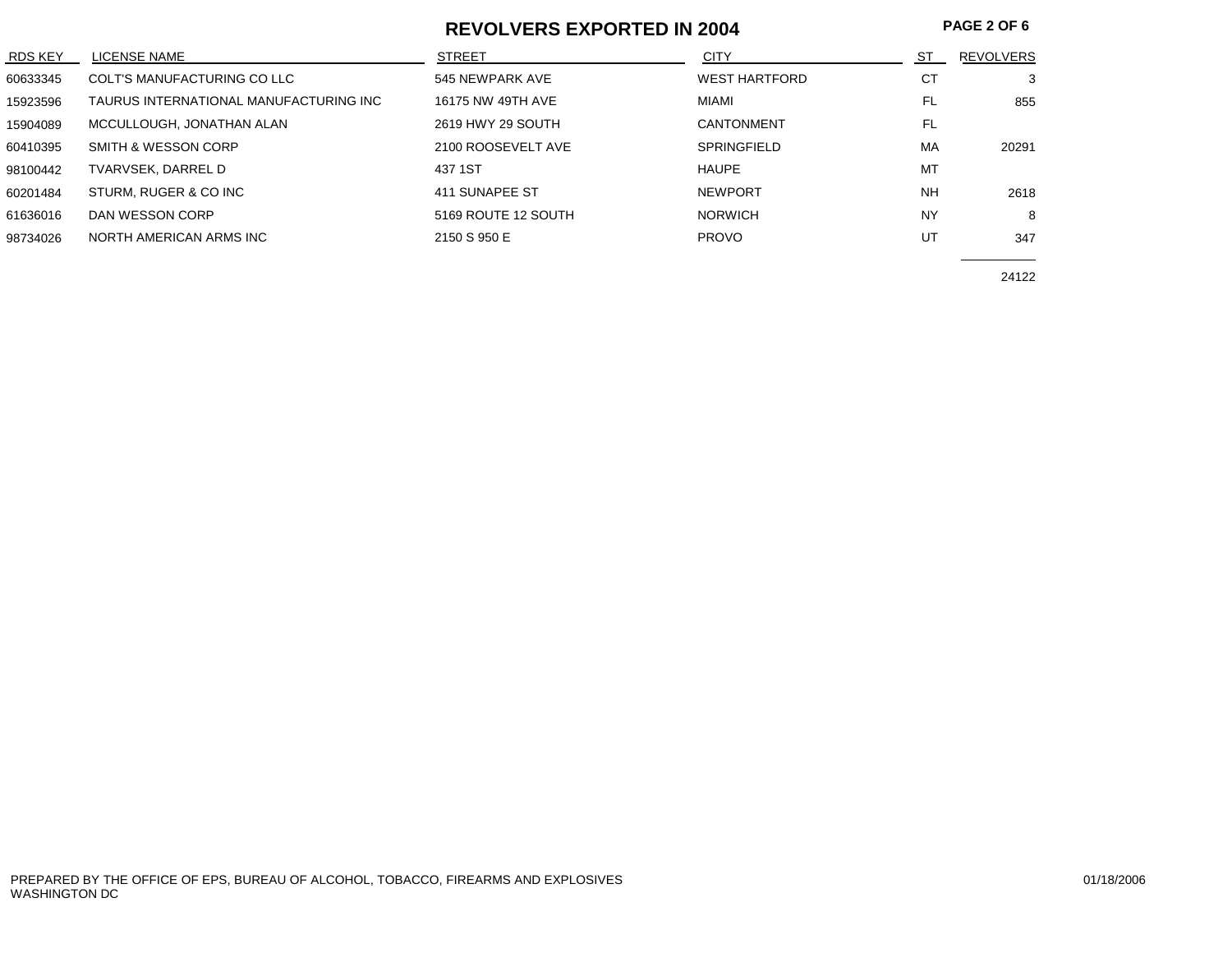# REVOLVERS EXPORTED IN 2004

| RDS KEY | LICENSE NAME | STREET | CITY | ST | REVOLVERS |
|---|---|---|---|---|---|
| 60633345 | COLT'S MANUFACTURING CO LLC | 545 NEWPARK AVE | WEST HARTFORD | CT | 3 |
| 15923596 | TAURUS INTERNATIONAL MANUFACTURING INC | 16175 NW 49TH AVE | MIAMI | FL | 855 |
| 15904089 | MCCULLOUGH, JONATHAN ALAN | 2619 HWY 29 SOUTH | CANTONMENT | FL | |
| 60410395 | SMITH & WESSON CORP | 2100 ROOSEVELT AVE | SPRINGFIELD | MA | 20291 |
| 98100442 | TVARVSEK, DARREL D | 437 1ST | HAUPE | MT | |
| 60201484 | STURM, RUGER & CO INC | 411 SUNAPEE ST | NEWPORT | NH | 2618 |
| 61636016 | DAN WESSON CORP | 5169 ROUTE 12 SOUTH | NORWICH | NY | 8 |
| 98734026 | NORTH AMERICAN ARMS INC | 2150 S 950 E | PROVO | UT | 347 |
| | | | | | 24122 |

PREPARED BY THE OFFICE OF EPS, BUREAU OF ALCOHOL, TOBACCO, FIREARMS AND EXPLOSIVES
WASHINGTON DC

01/18/2006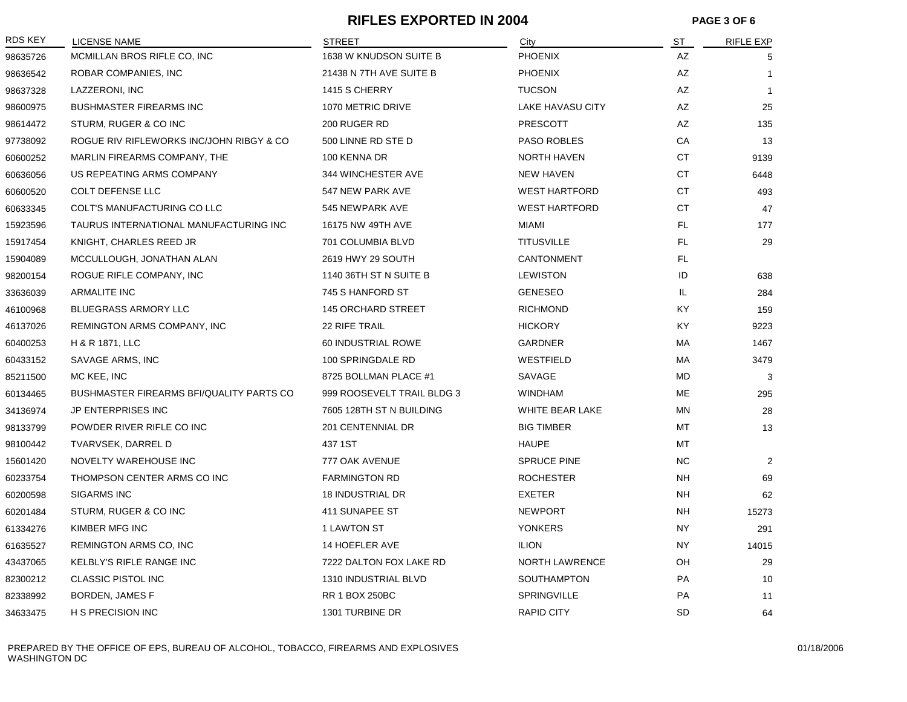# RIFLES EXPORTED IN 2004

| RDS KEY | LICENSE NAME | STREET | City | ST | RIFLE EXP |
|---|---|---|---|---|---|
| 98635726 | MCMILLAN BROS RIFLE CO, INC | 1638 W KNUDSON SUITE B | PHOENIX | AZ | 5 |
| 98636542 | ROBAR COMPANIES, INC | 21438 N 7TH AVE SUITE B | PHOENIX | AZ | 1 |
| 98637328 | LAZZERONI, INC | 1415 S CHERRY | TUCSON | AZ | 1 |
| 98600975 | BUSHMASTER FIREARMS INC | 1070 METRIC DRIVE | LAKE HAVASU CITY | AZ | 25 |
| 98614472 | STURM, RUGER & CO INC | 200 RUGER RD | PRESCOTT | AZ | 135 |
| 97738092 | ROGUE RIV RIFLEWORKS INC/JOHN RIBGY & CO | 500 LINNE RD STE D | PASO ROBLES | CA | 13 |
| 60600252 | MARLIN FIREARMS COMPANY, THE | 100 KENNA DR | NORTH HAVEN | CT | 9139 |
| 60636056 | US REPEATING ARMS COMPANY | 344 WINCHESTER AVE | NEW HAVEN | CT | 6448 |
| 60600520 | COLT DEFENSE LLC | 547 NEW PARK AVE | WEST HARTFORD | CT | 493 |
| 60633345 | COLT'S MANUFACTURING CO LLC | 545 NEWPARK AVE | WEST HARTFORD | CT | 47 |
| 15923596 | TAURUS INTERNATIONAL MANUFACTURING INC | 16175 NW 49TH AVE | MIAMI | FL | 177 |
| 15917454 | KNIGHT, CHARLES REED JR | 701 COLUMBIA BLVD | TITUSVILLE | FL | 29 |
| 15904089 | MCCULLOUGH, JONATHAN ALAN | 2619 HWY 29 SOUTH | CANTONMENT | FL | |
| 98200154 | ROGUE RIFLE COMPANY, INC | 1140 36TH ST N SUITE B | LEWISTON | ID | 638 |
| 33636039 | ARMALITE INC | 745 S HANFORD ST | GENESEO | IL | 284 |
| 46100968 | BLUEGRASS ARMORY LLC | 145 ORCHARD STREET | RICHMOND | KY | 159 |
| 46137026 | REMINGTON ARMS COMPANY, INC | 22 RIFE TRAIL | HICKORY | KY | 9223 |
| 60400253 | H & R 1871, LLC | 60 INDUSTRIAL ROWE | GARDNER | MA | 1467 |
| 60433152 | SAVAGE ARMS, INC | 100 SPRINGDALE RD | WESTFIELD | MA | 3479 |
| 85211500 | MC KEE, INC | 8725 BOLLMAN PLACE #1 | SAVAGE | MD | 3 |
| 60134465 | BUSHMASTER FIREARMS BFI/QUALITY PARTS CO | 999 ROOSEVELT TRAIL BLDG 3 | WINDHAM | ME | 295 |
| 34136974 | JP ENTERPRISES INC | 7605 128TH ST N BUILDING | WHITE BEAR LAKE | MN | 28 |
| 98133799 | POWDER RIVER RIFLE CO INC | 201 CENTENNIAL DR | BIG TIMBER | MT | 13 |
| 98100442 | TVARVSEK, DARREL D | 437 1ST | HAUPE | MT | |
| 15601420 | NOVELTY WAREHOUSE INC | 777 OAK AVENUE | SPRUCE PINE | NC | 2 |
| 60233754 | THOMPSON CENTER ARMS CO INC | FARMINGTON RD | ROCHESTER | NH | 69 |
| 60200598 | SIGARMS INC | 18 INDUSTRIAL DR | EXETER | NH | 62 |
| 60201484 | STURM, RUGER & CO INC | 411 SUNAPEE ST | NEWPORT | NH | 15273 |
| 61334276 | KIMBER MFG INC | 1 LAWTON ST | YONKERS | NY | 291 |
| 61635527 | REMINGTON ARMS CO, INC | 14 HOEFLER AVE | ILION | NY | 14015 |
| 43437065 | KELBLY'S RIFLE RANGE INC | 7222 DALTON FOX LAKE RD | NORTH LAWRENCE | OH | 29 |
| 82300212 | CLASSIC PISTOL INC | 1310 INDUSTRIAL BLVD | SOUTHAMPTON | PA | 10 |
| 82338992 | BORDEN, JAMES F | RR 1 BOX 250BC | SPRINGVILLE | PA | 11 |
| 34633475 | H S PRECISION INC | 1301 TURBINE DR | RAPID CITY | SD | 64 |

PREPARED BY THE OFFICE OF EPS, BUREAU OF ALCOHOL, TOBACCO, FIREARMS AND EXPLOSIVES
WASHINGTON DC

01/18/2006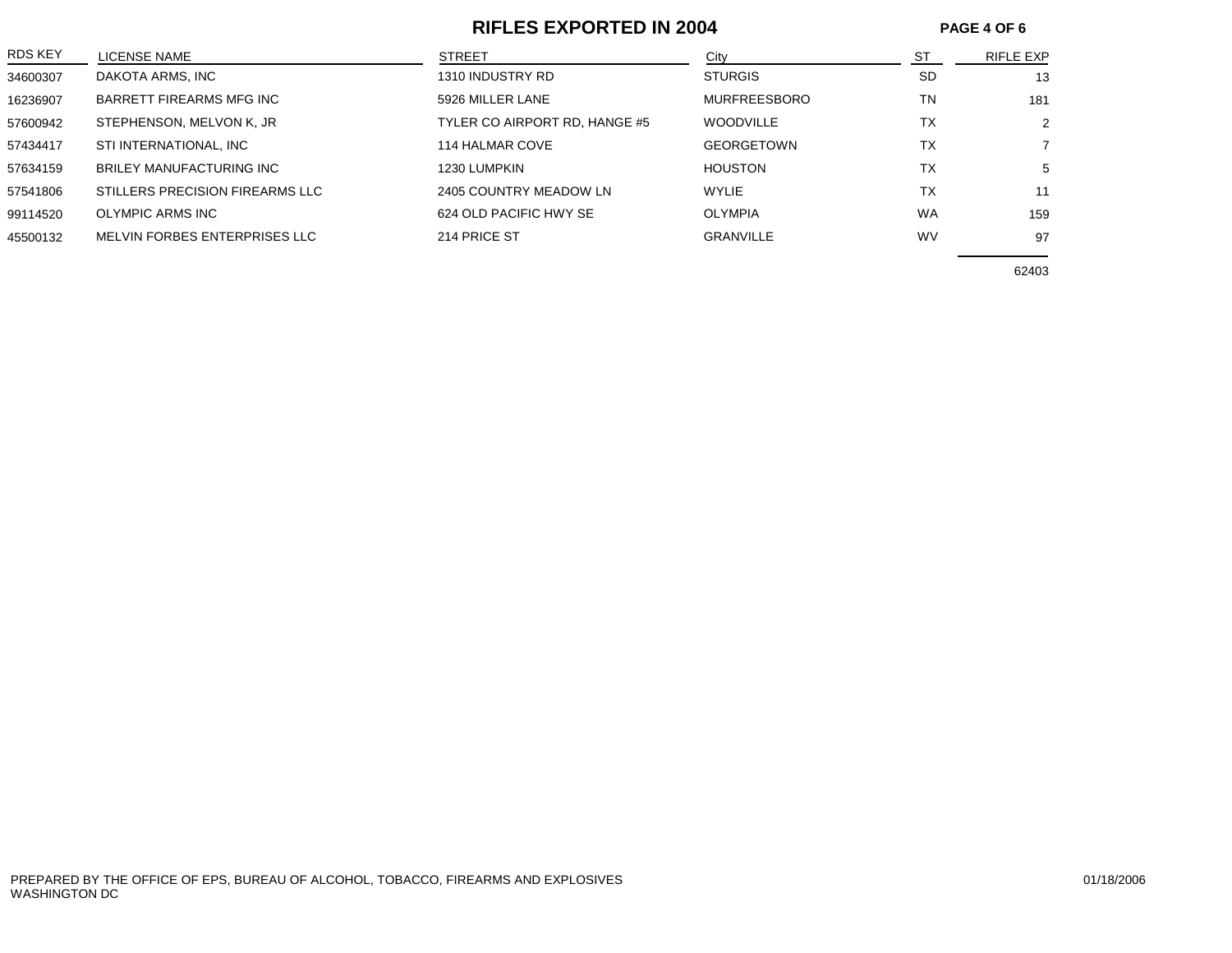# RIFLES EXPORTED IN 2004

| RDS KEY | LICENSE NAME | STREET | City | ST | RIFLE EXP |
|---|---|---|---|---|---|
| 34600307 | DAKOTA ARMS, INC | 1310 INDUSTRY RD | STURGIS | SD | 13 |
| 16236907 | BARRETT FIREARMS MFG INC | 5926 MILLER LANE | MURFREESBORO | TN | 181 |
| 57600942 | STEPHENSON, MELVON K, JR | TYLER CO AIRPORT RD, HANGE #5 | WOODVILLE | TX | 2 |
| 57434417 | STI INTERNATIONAL, INC | 114 HALMAR COVE | GEORGETOWN | TX | 7 |
| 57634159 | BRILEY MANUFACTURING INC | 1230 LUMPKIN | HOUSTON | TX | 5 |
| 57541806 | STILLERS PRECISION FIREARMS LLC | 2405 COUNTRY MEADOW LN | WYLIE | TX | 11 |
| 99114520 | OLYMPIC ARMS INC | 624 OLD PACIFIC HWY SE | OLYMPIA | WA | 159 |
| 45500132 | MELVIN FORBES ENTERPRISES LLC | 214 PRICE ST | GRANVILLE | WV | 97 |
| | | | | | 62403 |

PREPARED BY THE OFFICE OF EPS, BUREAU OF ALCOHOL, TOBACCO, FIREARMS AND EXPLOSIVES
WASHINGTON DC

01/18/2006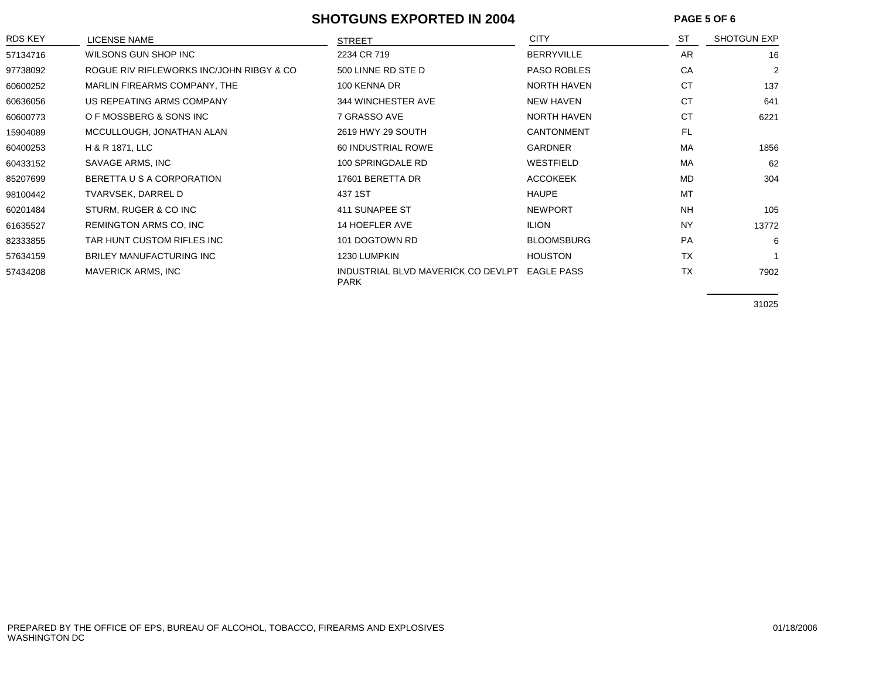# SHOTGUNS EXPORTED IN 2004

| RDS KEY | LICENSE NAME | STREET | CITY | ST | SHOTGUN EXP |
|---|---|---|---|---|---|
| 57134716 | WILSONS GUN SHOP INC | 2234 CR 719 | BERRYVILLE | AR | 16 |
| 97738092 | ROGUE RIV RIFLEWORKS INC/JOHN RIBGY & CO | 500 LINNE RD STE D | PASO ROBLES | CA | 2 |
| 60600252 | MARLIN FIREARMS COMPANY, THE | 100 KENNA DR | NORTH HAVEN | CT | 137 |
| 60636056 | US REPEATING ARMS COMPANY | 344 WINCHESTER AVE | NEW HAVEN | CT | 641 |
| 60600773 | O F MOSSBERG & SONS INC | 7 GRASSO AVE | NORTH HAVEN | CT | 6221 |
| 15904089 | MCCULLOUGH, JONATHAN ALAN | 2619 HWY 29 SOUTH | CANTONMENT | FL | |
| 60400253 | H & R 1871, LLC | 60 INDUSTRIAL ROWE | GARDNER | MA | 1856 |
| 60433152 | SAVAGE ARMS, INC | 100 SPRINGDALE RD | WESTFIELD | MA | 62 |
| 85207699 | BERETTA U S A CORPORATION | 17601 BERETTA DR | ACCOKEEK | MD | 304 |
| 98100442 | TVARVSEK, DARREL D | 437 1ST | HAUPE | MT | |
| 60201484 | STURM, RUGER & CO INC | 411 SUNAPEE ST | NEWPORT | NH | 105 |
| 61635527 | REMINGTON ARMS CO, INC | 14 HOEFLER AVE | ILION | NY | 13772 |
| 82333855 | TAR HUNT CUSTOM RIFLES INC | 101 DOGTOWN RD | BLOOMSBURG | PA | 6 |
| 57634159 | BRILEY MANUFACTURING INC | 1230 LUMPKIN | HOUSTON | TX | 1 |
| 57434208 | MAVERICK ARMS, INC | INDUSTRIAL BLVD MAVERICK CO DEVLPT PARK | EAGLE PASS | TX | 7902 |
| | | | | | 31025 |

PREPARED BY THE OFFICE OF EPS, BUREAU OF ALCOHOL, TOBACCO, FIREARMS AND EXPLOSIVES
WASHINGTON DC

01/18/2006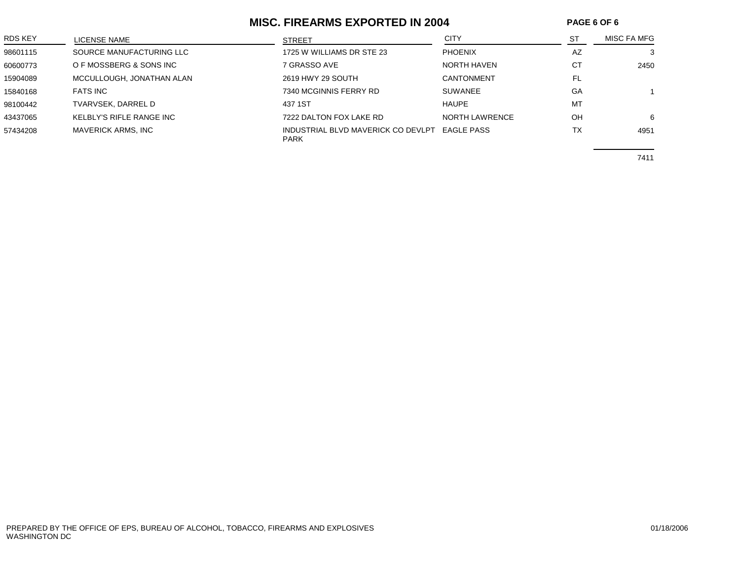# MISC. FIREARMS EXPORTED IN 2004

| RDS KEY | LICENSE NAME | STREET | CITY | ST | MISC FA MFG |
|---|---|---|---|---|---|
| 98601115 | SOURCE MANUFACTURING LLC | 1725 W WILLIAMS DR STE 23 | PHOENIX | AZ | 3 |
| 60600773 | O F MOSSBERG & SONS INC | 7 GRASSO AVE | NORTH HAVEN | CT | 2450 |
| 15904089 | MCCULLOUGH, JONATHAN ALAN | 2619 HWY 29 SOUTH | CANTONMENT | FL | |
| 15840168 | FATS INC | 7340 MCGINNIS FERRY RD | SUWANEE | GA | 1 |
| 98100442 | TVARVSEK, DARREL D | 437 1ST | HAUPE | MT | |
| 43437065 | KELBLY'S RIFLE RANGE INC | 7222 DALTON FOX LAKE RD | NORTH LAWRENCE | OH | 6 |
| 57434208 | MAVERICK ARMS, INC | INDUSTRIAL BLVD MAVERICK CO DEVLPT PARK | EAGLE PASS | TX | 4951 |
| | | | | | 7411 |

PREPARED BY THE OFFICE OF EPS, BUREAU OF ALCOHOL, TOBACCO, FIREARMS AND EXPLOSIVES
WASHINGTON DC

01/18/2006